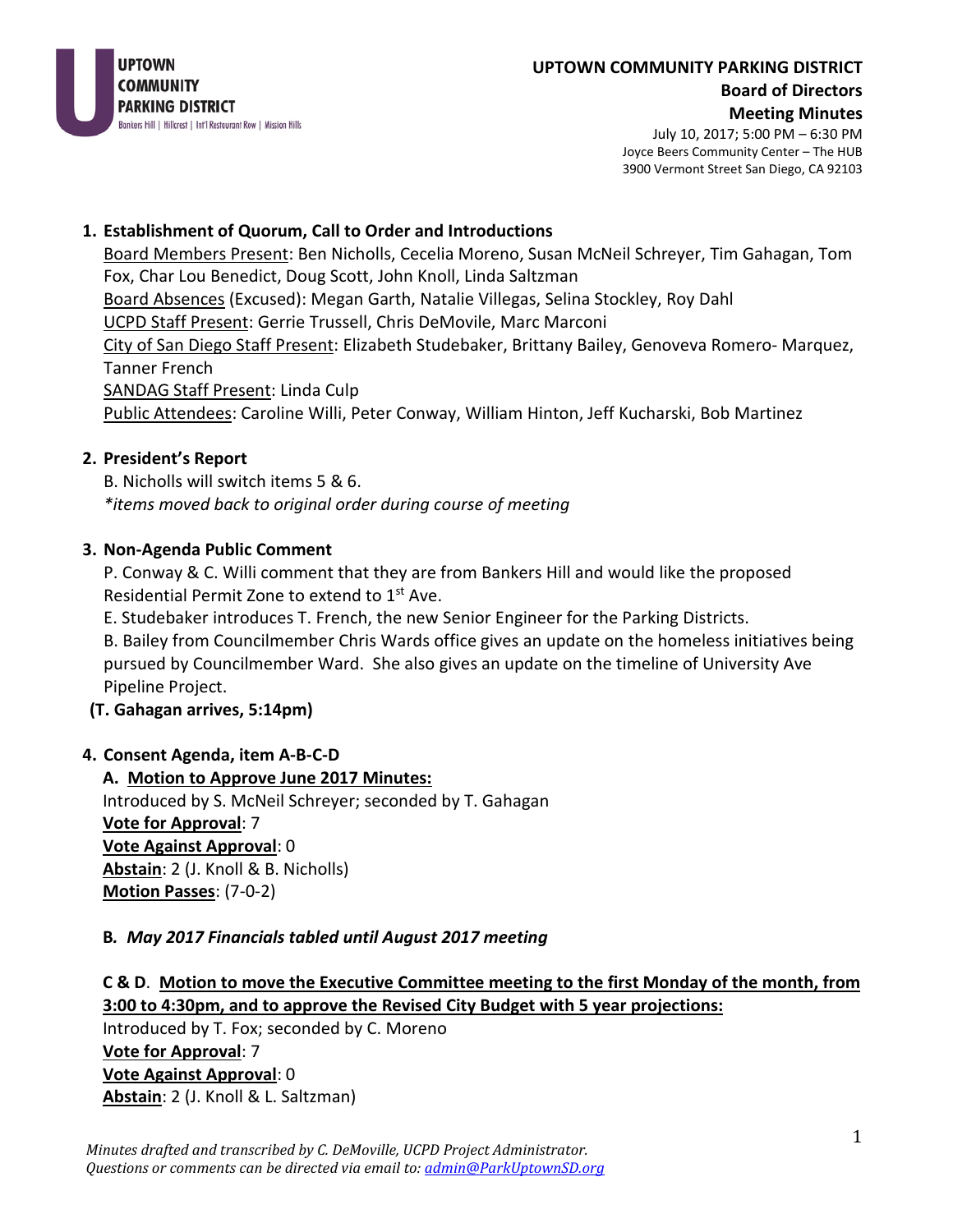UPTOWN COMMUNITY PARKING DISTRICT

Bankers Hill | Hillcrest | Int'l Restaurant Row | Mission Hills

**UPTOWN COMMUNITY PARKING DISTRICT**
**Board of Directors**
**Meeting Minutes**

July 10, 2017; 5:00 PM – 6:30 PM
Joyce Beers Community Center – The HUB
3900 Vermont Street San Diego, CA 92103

1. **Establishment of Quorum, Call to Order and Introductions**

   Board Members Present: Ben Nicholls, Cecelia Moreno, Susan McNeil Schreyer, Tim Gahagan, Tom Fox, Char Lou Benedict, Doug Scott, John Knoll, Linda Saltzman
   Board Absences (Excused): Megan Garth, Natalie Villegas, Selina Stockley, Roy Dahl
   UCPD Staff Present: Gerrie Trussell, Chris DeMovile, Marc Marconi
   City of San Diego Staff Present: Elizabeth Studebaker, Brittany Bailey, Genoveva Romero- Marquez, Tanner French
   SANDAG Staff Present: Linda Culp
   Public Attendees: Caroline Willi, Peter Conway, William Hinton, Jeff Kucharski, Bob Martinez

2. **President's Report**

   B. Nicholls will switch items 5 & 6.
   *\*items moved back to original order during course of meeting*

3. **Non-Agenda Public Comment**

   P. Conway & C. Willi comment that they are from Bankers Hill and would like the proposed Residential Permit Zone to extend to 1st Ave.
   E. Studebaker introduces T. French, the new Senior Engineer for the Parking Districts.
   B. Bailey from Councilmember Chris Wards office gives an update on the homeless initiatives being pursued by Councilmember Ward. She also gives an update on the timeline of University Ave Pipeline Project.

 **(T. Gahagan arrives, 5:14pm)**

4. **Consent Agenda, item A-B-C-D**

   **A. Motion to Approve June 2017 Minutes:**
   Introduced by S. McNeil Schreyer; seconded by T. Gahagan
   **Vote for Approval**: 7
   **Vote Against Approval**: 0
   **Abstain**: 2 (J. Knoll & B. Nicholls)
   **Motion Passes**: (7-0-2)

   **B.** ***May 2017 Financials tabled until August 2017 meeting***

   **C & D. Motion to move the Executive Committee meeting to the first Monday of the month, from 3:00 to 4:30pm, and to approve the Revised City Budget with 5 year projections:**
   Introduced by T. Fox; seconded by C. Moreno
   **Vote for Approval**: 7
   **Vote Against Approval**: 0
   **Abstain**: 2 (J. Knoll & L. Saltzman)

*Minutes drafted and transcribed by C. DeMoville, UCPD Project Administrator.*
*Questions or comments can be directed via email to: admin@ParkUptownSD.org*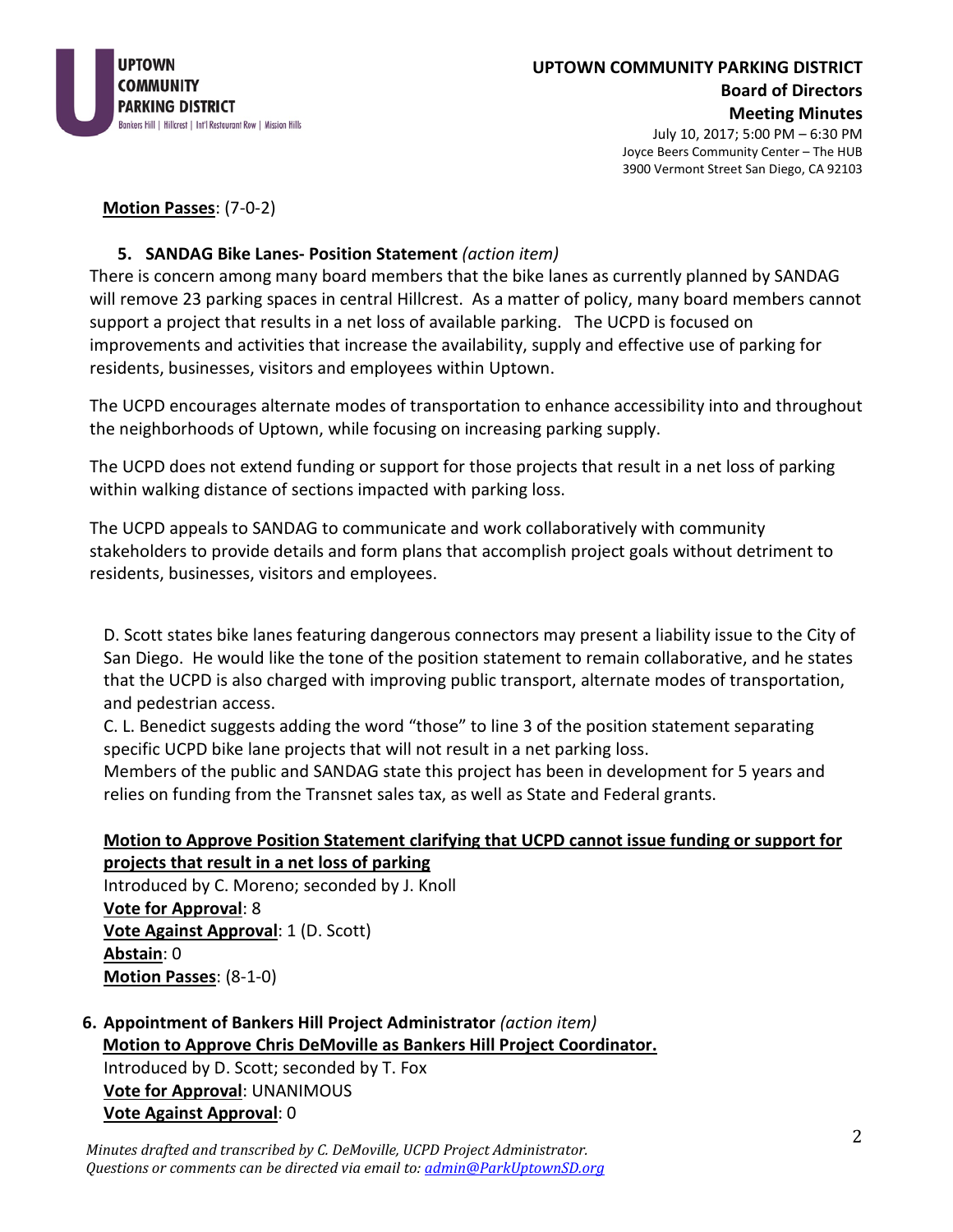**Motion Passes**: (7-0-2)

**5. SANDAG Bike Lanes- Position Statement** *(action item)*

There is concern among many board members that the bike lanes as currently planned by SANDAG will remove 23 parking spaces in central Hillcrest. As a matter of policy, many board members cannot support a project that results in a net loss of available parking. The UCPD is focused on improvements and activities that increase the availability, supply and effective use of parking for residents, businesses, visitors and employees within Uptown.

The UCPD encourages alternate modes of transportation to enhance accessibility into and throughout the neighborhoods of Uptown, while focusing on increasing parking supply.

The UCPD does not extend funding or support for those projects that result in a net loss of parking within walking distance of sections impacted with parking loss.

The UCPD appeals to SANDAG to communicate and work collaboratively with community stakeholders to provide details and form plans that accomplish project goals without detriment to residents, businesses, visitors and employees.

D. Scott states bike lanes featuring dangerous connectors may present a liability issue to the City of San Diego. He would like the tone of the position statement to remain collaborative, and he states that the UCPD is also charged with improving public transport, alternate modes of transportation, and pedestrian access.
C. L. Benedict suggests adding the word "those" to line 3 of the position statement separating specific UCPD bike lane projects that will not result in a net parking loss.
Members of the public and SANDAG state this project has been in development for 5 years and relies on funding from the Transnet sales tax, as well as State and Federal grants.

**Motion to Approve Position Statement clarifying that UCPD cannot issue funding or support for projects that result in a net loss of parking**
Introduced by C. Moreno; seconded by J. Knoll
**Vote for Approval**: 8
**Vote Against Approval**: 1 (D. Scott)
**Abstain**: 0
**Motion Passes**: (8-1-0)

**6. Appointment of Bankers Hill Project Administrator** *(action item)*
**Motion to Approve Chris DeMoville as Bankers Hill Project Coordinator.**
Introduced by D. Scott; seconded by T. Fox
**Vote for Approval**: UNANIMOUS
**Vote Against Approval**: 0

*Minutes drafted and transcribed by C. DeMoville, UCPD Project Administrator.*
*Questions or comments can be directed via email to: admin@ParkUptownSD.org*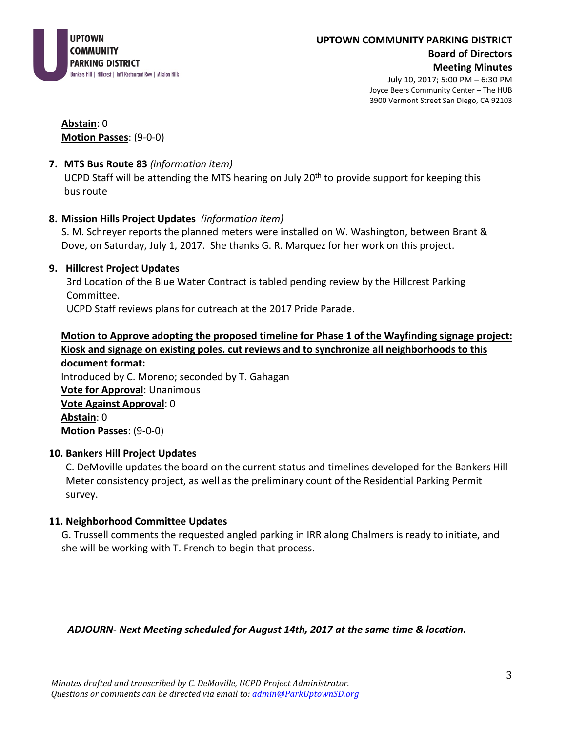**Abstain**: 0
**Motion Passes**: (9-0-0)

7. **MTS Bus Route 83** *(information item)*
   UCPD Staff will be attending the MTS hearing on July 20th to provide support for keeping this bus route

8. **Mission Hills Project Updates** *(information item)*
   S. M. Schreyer reports the planned meters were installed on W. Washington, between Brant & Dove, on Saturday, July 1, 2017. She thanks G. R. Marquez for her work on this project.

9. **Hillcrest Project Updates**
   3rd Location of the Blue Water Contract is tabled pending review by the Hillcrest Parking Committee.
   UCPD Staff reviews plans for outreach at the 2017 Pride Parade.

**Motion to Approve adopting the proposed timeline for Phase 1 of the Wayfinding signage project: Kiosk and signage on existing poles. cut reviews and to synchronize all neighborhoods to this document format:**
Introduced by C. Moreno; seconded by T. Gahagan
**Vote for Approval**: Unanimous
**Vote Against Approval**: 0
**Abstain**: 0
**Motion Passes**: (9-0-0)

10. **Bankers Hill Project Updates**
    C. DeMoville updates the board on the current status and timelines developed for the Bankers Hill Meter consistency project, as well as the preliminary count of the Residential Parking Permit survey.

11. **Neighborhood Committee Updates**
    G. Trussell comments the requested angled parking in IRR along Chalmers is ready to initiate, and she will be working with T. French to begin that process.

***ADJOURN- Next Meeting scheduled for August 14th, 2017 at the same time & location.***

*Minutes drafted and transcribed by C. DeMoville, UCPD Project Administrator.*
*Questions or comments can be directed via email to: admin@ParkUptownSD.org*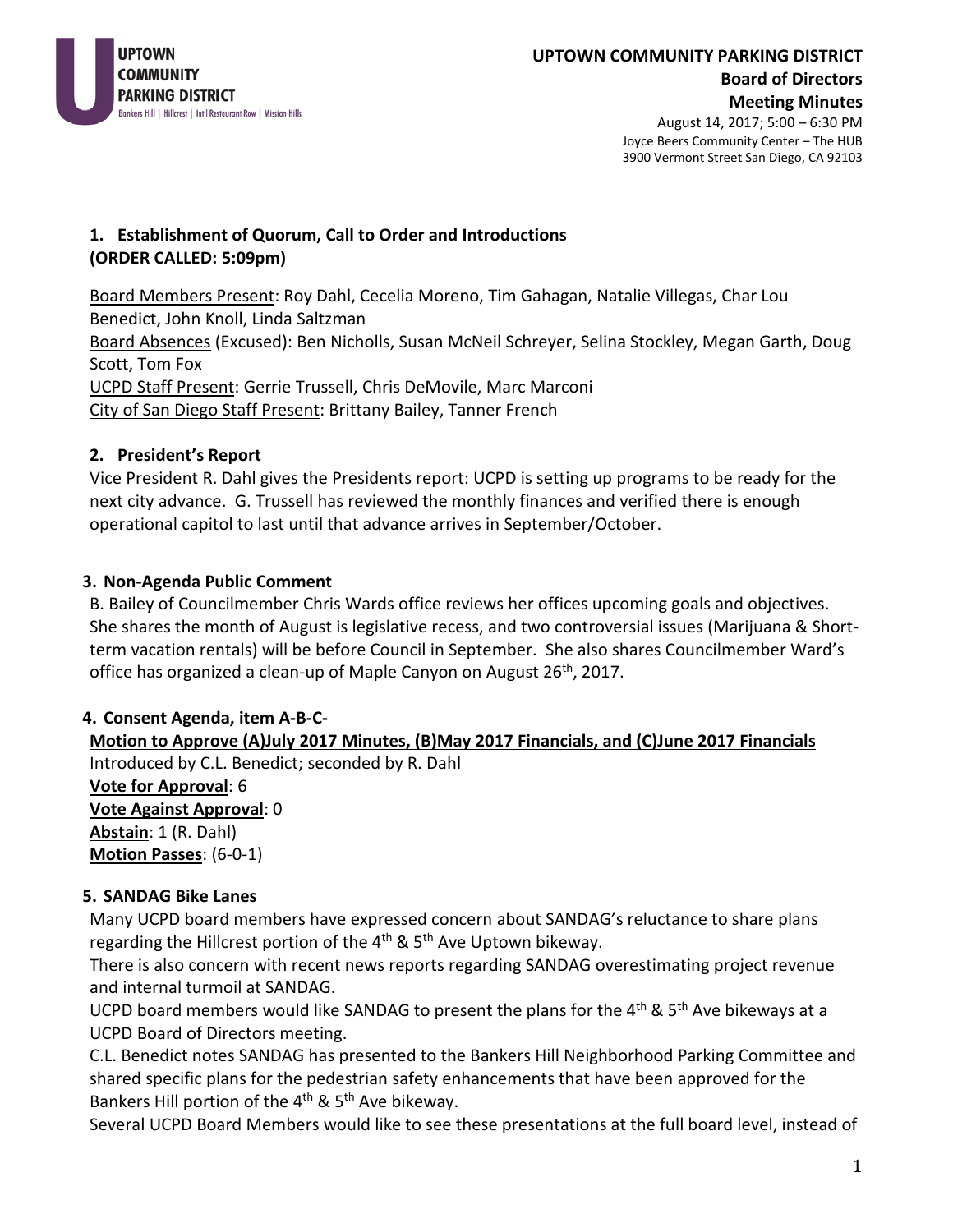**UPTOWN COMMUNITY PARKING DISTRICT**
Bankers Hill | Hillcrest | Int'l Restaurant Row | Mission Hills

**UPTOWN COMMUNITY PARKING DISTRICT**
**Board of Directors**
**Meeting Minutes**
August 14, 2017; 5:00 – 6:30 PM
Joyce Beers Community Center – The HUB
3900 Vermont Street San Diego, CA 92103

## 1. Establishment of Quorum, Call to Order and Introductions (ORDER CALLED: 5:09pm)

Board Members Present: Roy Dahl, Cecelia Moreno, Tim Gahagan, Natalie Villegas, Char Lou Benedict, John Knoll, Linda Saltzman
Board Absences (Excused): Ben Nicholls, Susan McNeil Schreyer, Selina Stockley, Megan Garth, Doug Scott, Tom Fox
UCPD Staff Present: Gerrie Trussell, Chris DeMovile, Marc Marconi
City of San Diego Staff Present: Brittany Bailey, Tanner French

## 2. President's Report

Vice President R. Dahl gives the Presidents report: UCPD is setting up programs to be ready for the next city advance. G. Trussell has reviewed the monthly finances and verified there is enough operational capitol to last until that advance arrives in September/October.

## 3. Non-Agenda Public Comment

B. Bailey of Councilmember Chris Wards office reviews her offices upcoming goals and objectives. She shares the month of August is legislative recess, and two controversial issues (Marijuana & Short-term vacation rentals) will be before Council in September. She also shares Councilmember Ward's office has organized a clean-up of Maple Canyon on August 26th, 2017.

## 4. Consent Agenda, item A-B-C-

**Motion to Approve (A)July 2017 Minutes, (B)May 2017 Financials, and (C)June 2017 Financials**
Introduced by C.L. Benedict; seconded by R. Dahl
**Vote for Approval**: 6
**Vote Against Approval**: 0
**Abstain**: 1 (R. Dahl)
**Motion Passes**: (6-0-1)

## 5. SANDAG Bike Lanes

Many UCPD board members have expressed concern about SANDAG's reluctance to share plans regarding the Hillcrest portion of the 4th & 5th Ave Uptown bikeway.
There is also concern with recent news reports regarding SANDAG overestimating project revenue and internal turmoil at SANDAG.
UCPD board members would like SANDAG to present the plans for the 4th & 5th Ave bikeways at a UCPD Board of Directors meeting.
C.L. Benedict notes SANDAG has presented to the Bankers Hill Neighborhood Parking Committee and shared specific plans for the pedestrian safety enhancements that have been approved for the Bankers Hill portion of the 4th & 5th Ave bikeway.
Several UCPD Board Members would like to see these presentations at the full board level, instead of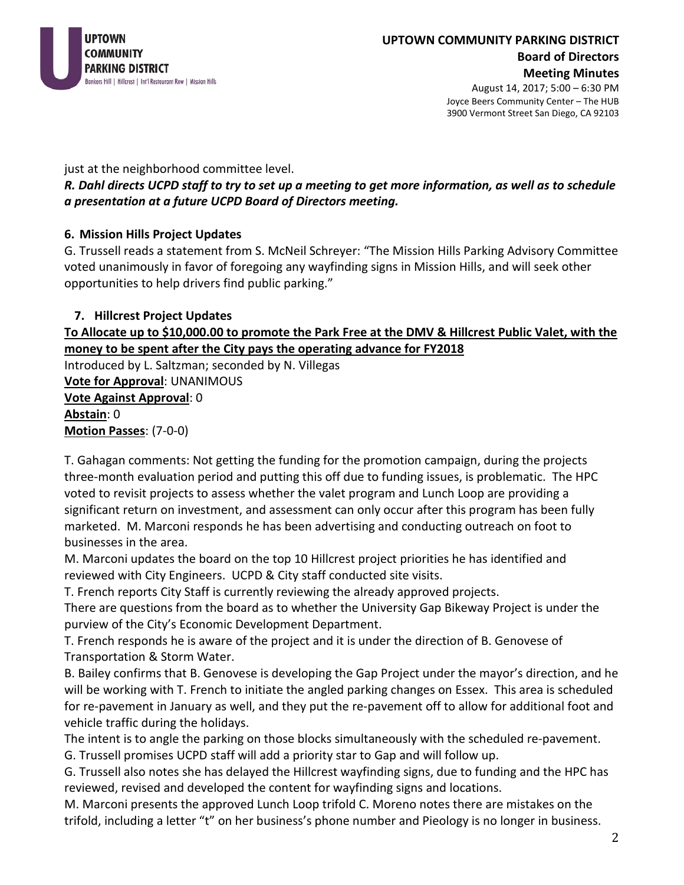just at the neighborhood committee level.

***R. Dahl directs UCPD staff to try to set up a meeting to get more information, as well as to schedule a presentation at a future UCPD Board of Directors meeting.***

### 6. Mission Hills Project Updates

G. Trussell reads a statement from S. McNeil Schreyer: "The Mission Hills Parking Advisory Committee voted unanimously in favor of foregoing any wayfinding signs in Mission Hills, and will seek other opportunities to help drivers find public parking."

### 7. Hillcrest Project Updates

**To Allocate up to $10,000.00 to promote the Park Free at the DMV & Hillcrest Public Valet, with the money to be spent after the City pays the operating advance for FY2018**

Introduced by L. Saltzman; seconded by N. Villegas
**Vote for Approval**: UNANIMOUS
**Vote Against Approval**: 0
**Abstain**: 0
**Motion Passes**: (7-0-0)

T. Gahagan comments: Not getting the funding for the promotion campaign, during the projects three-month evaluation period and putting this off due to funding issues, is problematic. The HPC voted to revisit projects to assess whether the valet program and Lunch Loop are providing a significant return on investment, and assessment can only occur after this program has been fully marketed. M. Marconi responds he has been advertising and conducting outreach on foot to businesses in the area.

M. Marconi updates the board on the top 10 Hillcrest project priorities he has identified and reviewed with City Engineers. UCPD & City staff conducted site visits.

T. French reports City Staff is currently reviewing the already approved projects.

There are questions from the board as to whether the University Gap Bikeway Project is under the purview of the City's Economic Development Department.

T. French responds he is aware of the project and it is under the direction of B. Genovese of Transportation & Storm Water.

B. Bailey confirms that B. Genovese is developing the Gap Project under the mayor's direction, and he will be working with T. French to initiate the angled parking changes on Essex. This area is scheduled for re-pavement in January as well, and they put the re-pavement off to allow for additional foot and vehicle traffic during the holidays.

The intent is to angle the parking on those blocks simultaneously with the scheduled re-pavement.

G. Trussell promises UCPD staff will add a priority star to Gap and will follow up.

G. Trussell also notes she has delayed the Hillcrest wayfinding signs, due to funding and the HPC has reviewed, revised and developed the content for wayfinding signs and locations.

M. Marconi presents the approved Lunch Loop trifold C. Moreno notes there are mistakes on the trifold, including a letter "t" on her business's phone number and Pieology is no longer in business.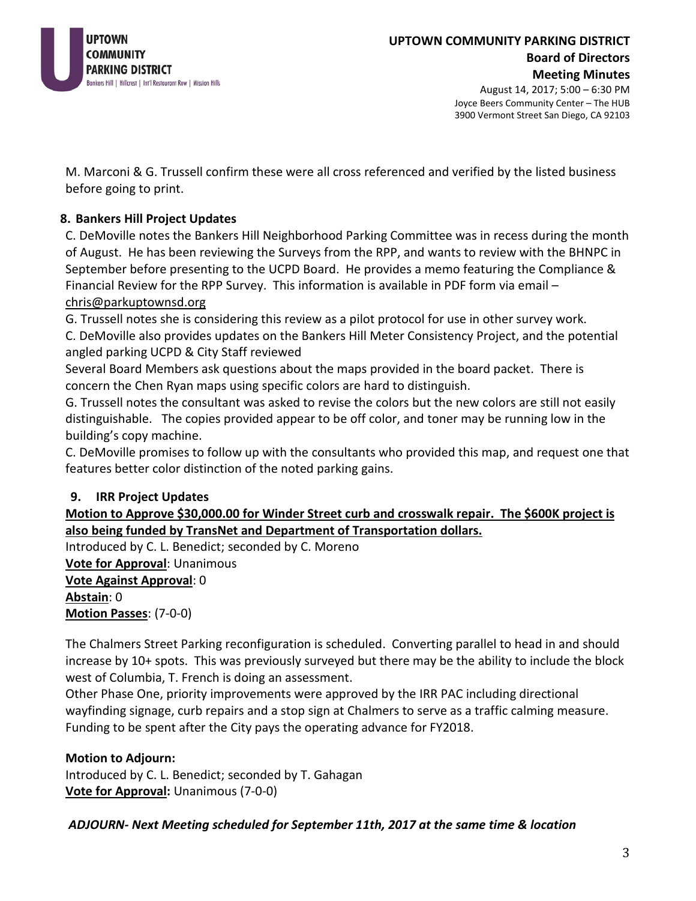M. Marconi & G. Trussell confirm these were all cross referenced and verified by the listed business before going to print.

**8. Bankers Hill Project Updates**

C. DeMoville notes the Bankers Hill Neighborhood Parking Committee was in recess during the month of August. He has been reviewing the Surveys from the RPP, and wants to review with the BHNPC in September before presenting to the UCPD Board. He provides a memo featuring the Compliance & Financial Review for the RPP Survey. This information is available in PDF form via email – chris@parkuptownsd.org

G. Trussell notes she is considering this review as a pilot protocol for use in other survey work.

C. DeMoville also provides updates on the Bankers Hill Meter Consistency Project, and the potential angled parking UCPD & City Staff reviewed

Several Board Members ask questions about the maps provided in the board packet. There is concern the Chen Ryan maps using specific colors are hard to distinguish.

G. Trussell notes the consultant was asked to revise the colors but the new colors are still not easily distinguishable. The copies provided appear to be off color, and toner may be running low in the building's copy machine.

C. DeMoville promises to follow up with the consultants who provided this map, and request one that features better color distinction of the noted parking gains.

**9. IRR Project Updates**

**Motion to Approve $30,000.00 for Winder Street curb and crosswalk repair. The $600K project is also being funded by TransNet and Department of Transportation dollars.**

Introduced by C. L. Benedict; seconded by C. Moreno

**Vote for Approval**: Unanimous

**Vote Against Approval**: 0

**Abstain**: 0

**Motion Passes**: (7-0-0)

The Chalmers Street Parking reconfiguration is scheduled. Converting parallel to head in and should increase by 10+ spots. This was previously surveyed but there may be the ability to include the block west of Columbia, T. French is doing an assessment.

Other Phase One, priority improvements were approved by the IRR PAC including directional wayfinding signage, curb repairs and a stop sign at Chalmers to serve as a traffic calming measure. Funding to be spent after the City pays the operating advance for FY2018.

**Motion to Adjourn:**

Introduced by C. L. Benedict; seconded by T. Gahagan

**Vote for Approval:** Unanimous (7-0-0)

***ADJOURN- Next Meeting scheduled for September 11th, 2017 at the same time & location***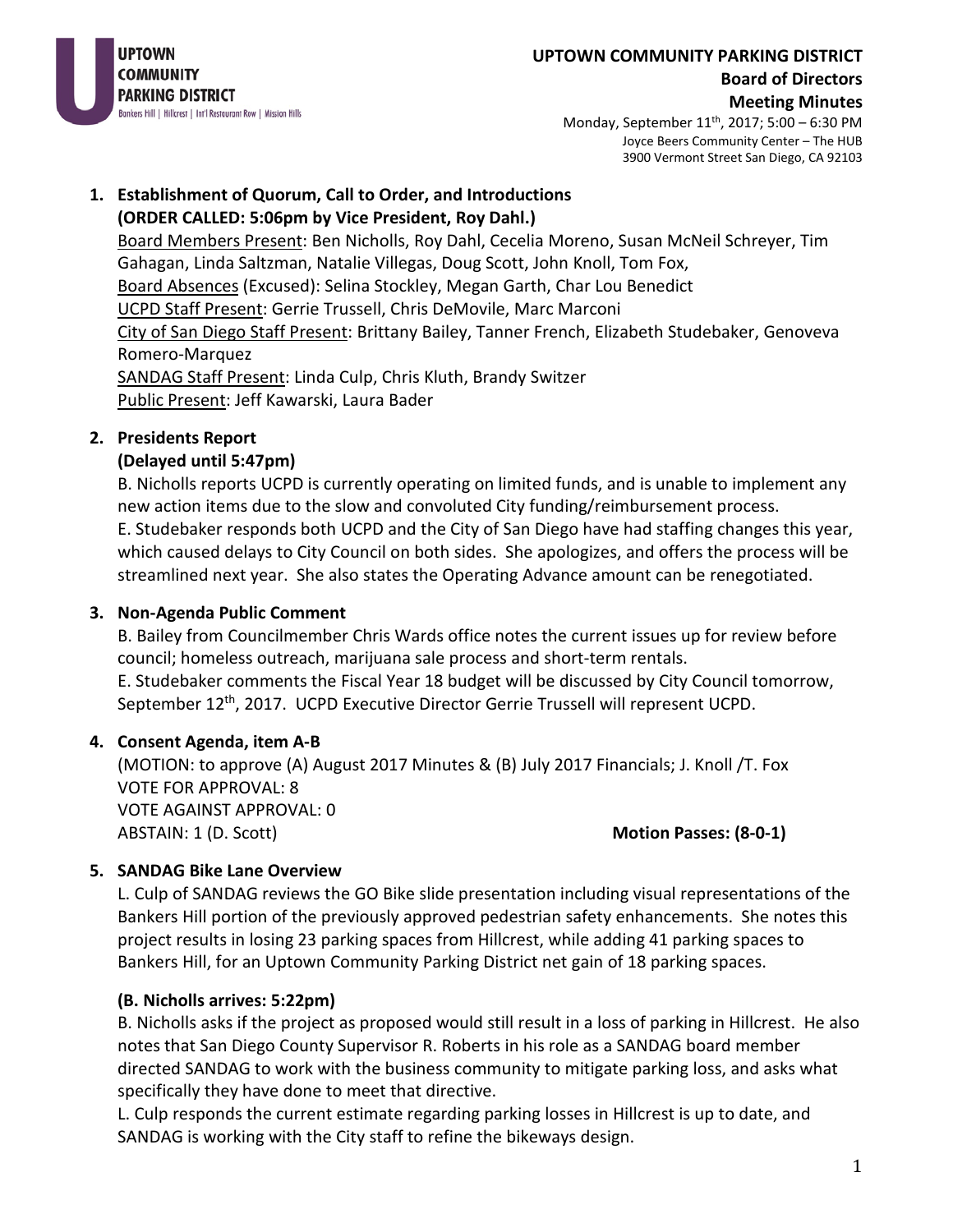UPTOWN COMMUNITY PARKING DISTRICT
Bankers Hill | Hillcrest | Int'l Restaurant Row | Mission Hills

**UPTOWN COMMUNITY PARKING DISTRICT**
**Board of Directors**
**Meeting Minutes**
Monday, September 11th, 2017; 5:00 – 6:30 PM
Joyce Beers Community Center – The HUB
3900 Vermont Street San Diego, CA 92103

1. **Establishment of Quorum, Call to Order, and Introductions**
   **(ORDER CALLED: 5:06pm by Vice President, Roy Dahl.)**
   Board Members Present: Ben Nicholls, Roy Dahl, Cecelia Moreno, Susan McNeil Schreyer, Tim Gahagan, Linda Saltzman, Natalie Villegas, Doug Scott, John Knoll, Tom Fox,
   Board Absences (Excused): Selina Stockley, Megan Garth, Char Lou Benedict
   UCPD Staff Present: Gerrie Trussell, Chris DeMovile, Marc Marconi
   City of San Diego Staff Present: Brittany Bailey, Tanner French, Elizabeth Studebaker, Genoveva Romero-Marquez
   SANDAG Staff Present: Linda Culp, Chris Kluth, Brandy Switzer
   Public Present: Jeff Kawarski, Laura Bader

2. **Presidents Report**
   **(Delayed until 5:47pm)**
   B. Nicholls reports UCPD is currently operating on limited funds, and is unable to implement any new action items due to the slow and convoluted City funding/reimbursement process.
   E. Studebaker responds both UCPD and the City of San Diego have had staffing changes this year, which caused delays to City Council on both sides. She apologizes, and offers the process will be streamlined next year. She also states the Operating Advance amount can be renegotiated.

3. **Non-Agenda Public Comment**
   B. Bailey from Councilmember Chris Wards office notes the current issues up for review before council; homeless outreach, marijuana sale process and short-term rentals.
   E. Studebaker comments the Fiscal Year 18 budget will be discussed by City Council tomorrow, September 12th, 2017. UCPD Executive Director Gerrie Trussell will represent UCPD.

4. **Consent Agenda, item A-B**
   (MOTION: to approve (A) August 2017 Minutes & (B) July 2017 Financials; J. Knoll /T. Fox
   VOTE FOR APPROVAL: 8
   VOTE AGAINST APPROVAL: 0
   ABSTAIN: 1 (D. Scott) **Motion Passes: (8-0-1)**

5. **SANDAG Bike Lane Overview**
   L. Culp of SANDAG reviews the GO Bike slide presentation including visual representations of the Bankers Hill portion of the previously approved pedestrian safety enhancements. She notes this project results in losing 23 parking spaces from Hillcrest, while adding 41 parking spaces to Bankers Hill, for an Uptown Community Parking District net gain of 18 parking spaces.

   **(B. Nicholls arrives: 5:22pm)**
   B. Nicholls asks if the project as proposed would still result in a loss of parking in Hillcrest. He also notes that San Diego County Supervisor R. Roberts in his role as a SANDAG board member directed SANDAG to work with the business community to mitigate parking loss, and asks what specifically they have done to meet that directive.
   L. Culp responds the current estimate regarding parking losses in Hillcrest is up to date, and SANDAG is working with the City staff to refine the bikeways design.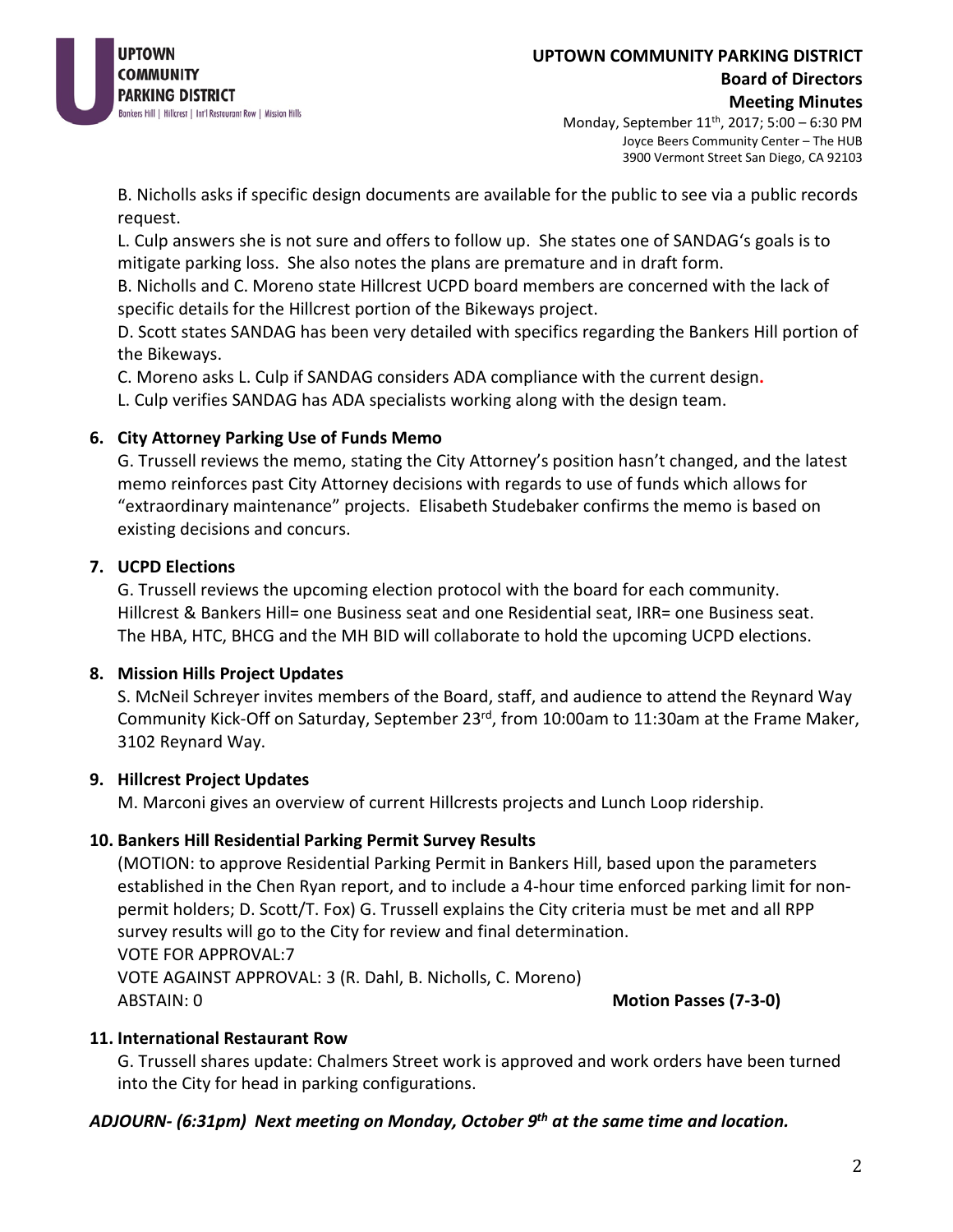B. Nicholls asks if specific design documents are available for the public to see via a public records request.

L. Culp answers she is not sure and offers to follow up. She states one of SANDAG's goals is to mitigate parking loss. She also notes the plans are premature and in draft form.

B. Nicholls and C. Moreno state Hillcrest UCPD board members are concerned with the lack of specific details for the Hillcrest portion of the Bikeways project.

D. Scott states SANDAG has been very detailed with specifics regarding the Bankers Hill portion of the Bikeways.

C. Moreno asks L. Culp if SANDAG considers ADA compliance with the current design.

L. Culp verifies SANDAG has ADA specialists working along with the design team.

**6. City Attorney Parking Use of Funds Memo**

G. Trussell reviews the memo, stating the City Attorney's position hasn't changed, and the latest memo reinforces past City Attorney decisions with regards to use of funds which allows for "extraordinary maintenance" projects. Elisabeth Studebaker confirms the memo is based on existing decisions and concurs.

**7. UCPD Elections**

G. Trussell reviews the upcoming election protocol with the board for each community. Hillcrest & Bankers Hill= one Business seat and one Residential seat, IRR= one Business seat. The HBA, HTC, BHCG and the MH BID will collaborate to hold the upcoming UCPD elections.

**8. Mission Hills Project Updates**

S. McNeil Schreyer invites members of the Board, staff, and audience to attend the Reynard Way Community Kick-Off on Saturday, September 23rd, from 10:00am to 11:30am at the Frame Maker, 3102 Reynard Way.

**9. Hillcrest Project Updates**

M. Marconi gives an overview of current Hillcrests projects and Lunch Loop ridership.

**10. Bankers Hill Residential Parking Permit Survey Results**

(MOTION: to approve Residential Parking Permit in Bankers Hill, based upon the parameters established in the Chen Ryan report, and to include a 4-hour time enforced parking limit for non-permit holders; D. Scott/T. Fox) G. Trussell explains the City criteria must be met and all RPP survey results will go to the City for review and final determination.

VOTE FOR APPROVAL:7

VOTE AGAINST APPROVAL: 3 (R. Dahl, B. Nicholls, C. Moreno)

ABSTAIN: 0 **Motion Passes (7-3-0)**

**11. International Restaurant Row**

G. Trussell shares update: Chalmers Street work is approved and work orders have been turned into the City for head in parking configurations.

***ADJOURN- (6:31pm) Next meeting on Monday, October 9th at the same time and location.***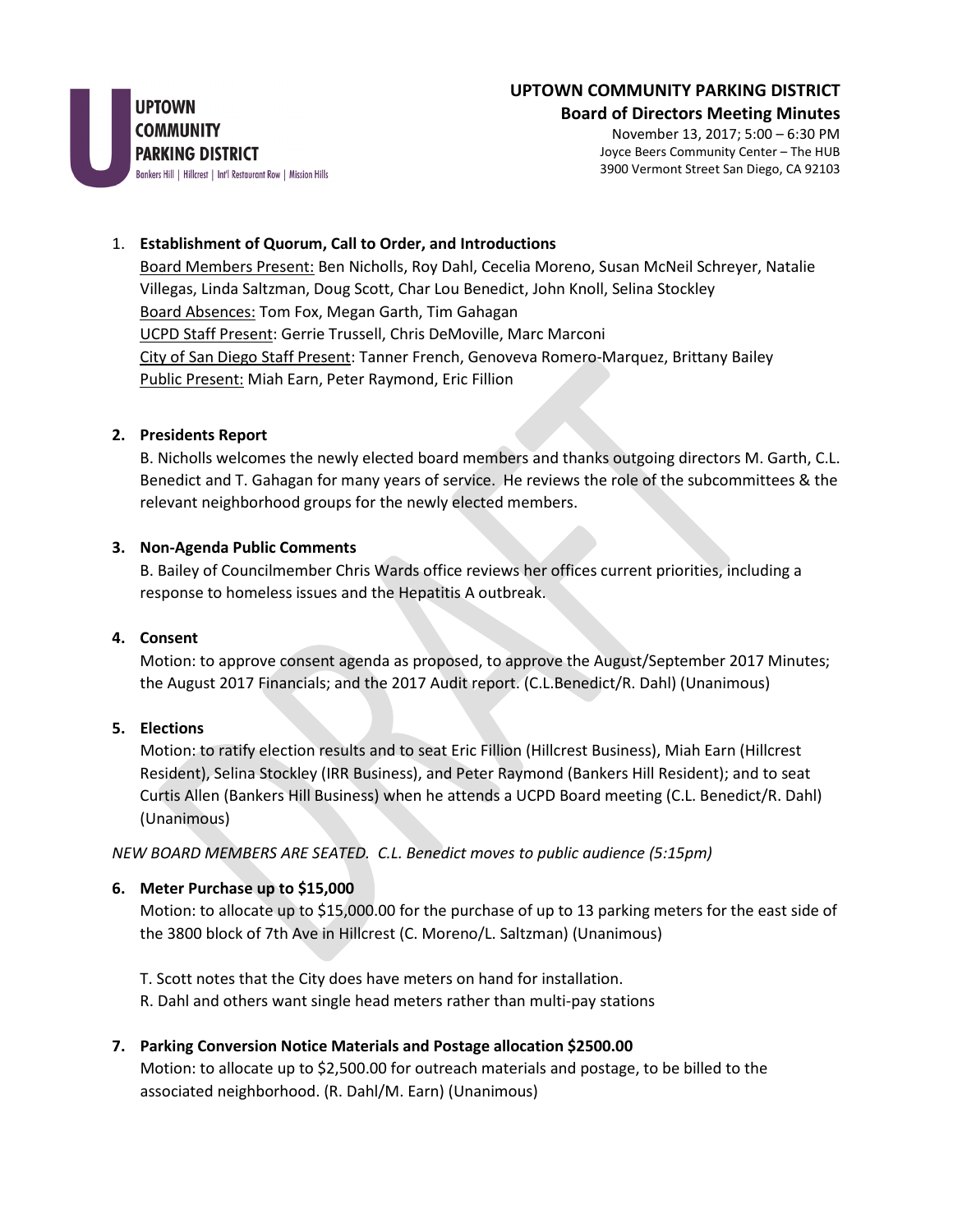UPTOWN COMMUNITY PARKING DISTRICT

Bankers Hill | Hillcrest | Int'l Restaurant Row | Mission Hills

# UPTOWN COMMUNITY PARKING DISTRICT

## Board of Directors Meeting Minutes

November 13, 2017; 5:00 – 6:30 PM
Joyce Beers Community Center – The HUB
3900 Vermont Street San Diego, CA 92103

1. **Establishment of Quorum, Call to Order, and Introductions**

   Board Members Present: Ben Nicholls, Roy Dahl, Cecelia Moreno, Susan McNeil Schreyer, Natalie Villegas, Linda Saltzman, Doug Scott, Char Lou Benedict, John Knoll, Selina Stockley
   Board Absences: Tom Fox, Megan Garth, Tim Gahagan
   UCPD Staff Present: Gerrie Trussell, Chris DeMoville, Marc Marconi
   City of San Diego Staff Present: Tanner French, Genoveva Romero-Marquez, Brittany Bailey
   Public Present: Miah Earn, Peter Raymond, Eric Fillion

2. **Presidents Report**

   B. Nicholls welcomes the newly elected board members and thanks outgoing directors M. Garth, C.L. Benedict and T. Gahagan for many years of service. He reviews the role of the subcommittees & the relevant neighborhood groups for the newly elected members.

3. **Non-Agenda Public Comments**

   B. Bailey of Councilmember Chris Wards office reviews her offices current priorities, including a response to homeless issues and the Hepatitis A outbreak.

4. **Consent**

   Motion: to approve consent agenda as proposed, to approve the August/September 2017 Minutes; the August 2017 Financials; and the 2017 Audit report. (C.L.Benedict/R. Dahl) (Unanimous)

5. **Elections**

   Motion: to ratify election results and to seat Eric Fillion (Hillcrest Business), Miah Earn (Hillcrest Resident), Selina Stockley (IRR Business), and Peter Raymond (Bankers Hill Resident); and to seat Curtis Allen (Bankers Hill Business) when he attends a UCPD Board meeting (C.L. Benedict/R. Dahl) (Unanimous)

*NEW BOARD MEMBERS ARE SEATED. C.L. Benedict moves to public audience (5:15pm)*

6. **Meter Purchase up to $15,000**

   Motion: to allocate up to $15,000.00 for the purchase of up to 13 parking meters for the east side of the 3800 block of 7th Ave in Hillcrest (C. Moreno/L. Saltzman) (Unanimous)

   T. Scott notes that the City does have meters on hand for installation.
   R. Dahl and others want single head meters rather than multi-pay stations

7. **Parking Conversion Notice Materials and Postage allocation $2500.00**

   Motion: to allocate up to $2,500.00 for outreach materials and postage, to be billed to the associated neighborhood. (R. Dahl/M. Earn) (Unanimous)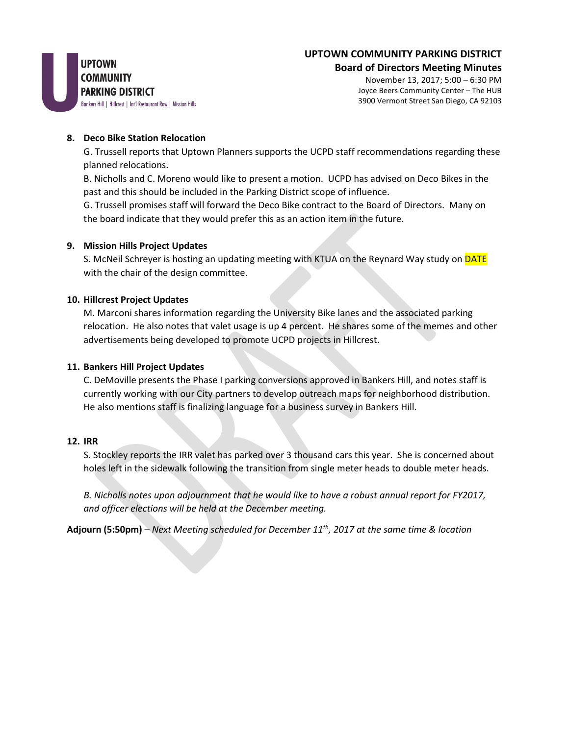**UPTOWN COMMUNITY PARKING DISTRICT**
**Board of Directors Meeting Minutes**
November 13, 2017; 5:00 – 6:30 PM
Joyce Beers Community Center – The HUB
3900 Vermont Street San Diego, CA 92103

**8. Deco Bike Station Relocation**

G. Trussell reports that Uptown Planners supports the UCPD staff recommendations regarding these planned relocations.
B. Nicholls and C. Moreno would like to present a motion. UCPD has advised on Deco Bikes in the past and this should be included in the Parking District scope of influence.
G. Trussell promises staff will forward the Deco Bike contract to the Board of Directors. Many on the board indicate that they would prefer this as an action item in the future.

**9. Mission Hills Project Updates**

S. McNeil Schreyer is hosting an updating meeting with KTUA on the Reynard Way study on DATE with the chair of the design committee.

**10. Hillcrest Project Updates**

M. Marconi shares information regarding the University Bike lanes and the associated parking relocation. He also notes that valet usage is up 4 percent. He shares some of the memes and other advertisements being developed to promote UCPD projects in Hillcrest.

**11. Bankers Hill Project Updates**

C. DeMoville presents the Phase I parking conversions approved in Bankers Hill, and notes staff is currently working with our City partners to develop outreach maps for neighborhood distribution. He also mentions staff is finalizing language for a business survey in Bankers Hill.

**12. IRR**

S. Stockley reports the IRR valet has parked over 3 thousand cars this year. She is concerned about holes left in the sidewalk following the transition from single meter heads to double meter heads.

*B. Nicholls notes upon adjournment that he would like to have a robust annual report for FY2017, and officer elections will be held at the December meeting.*

**Adjourn (5:50pm)** – *Next Meeting scheduled for December 11th, 2017 at the same time & location*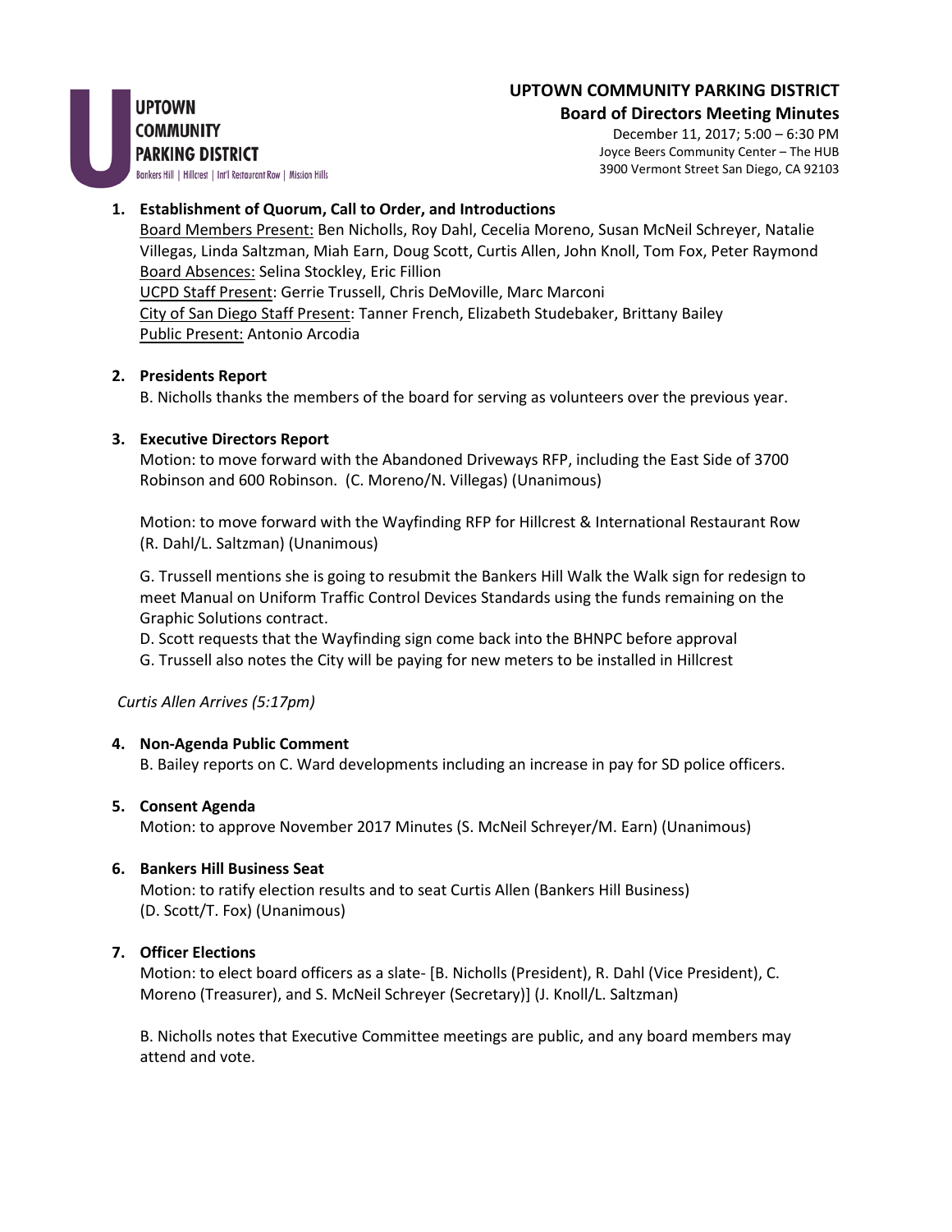UPTOWN
COMMUNITY
PARKING DISTRICT
Bankers Hill | Hillcrest | Int'l Restaurant Row | Mission Hills

# UPTOWN COMMUNITY PARKING DISTRICT

## Board of Directors Meeting Minutes

December 11, 2017; 5:00 – 6:30 PM
Joyce Beers Community Center – The HUB
3900 Vermont Street San Diego, CA 92103

1. **Establishment of Quorum, Call to Order, and Introductions**
   Board Members Present: Ben Nicholls, Roy Dahl, Cecelia Moreno, Susan McNeil Schreyer, Natalie Villegas, Linda Saltzman, Miah Earn, Doug Scott, Curtis Allen, John Knoll, Tom Fox, Peter Raymond
   Board Absences: Selina Stockley, Eric Fillion
   UCPD Staff Present: Gerrie Trussell, Chris DeMoville, Marc Marconi
   City of San Diego Staff Present: Tanner French, Elizabeth Studebaker, Brittany Bailey
   Public Present: Antonio Arcodia

2. **Presidents Report**
   B. Nicholls thanks the members of the board for serving as volunteers over the previous year.

3. **Executive Directors Report**
   Motion: to move forward with the Abandoned Driveways RFP, including the East Side of 3700 Robinson and 600 Robinson. (C. Moreno/N. Villegas) (Unanimous)

   Motion: to move forward with the Wayfinding RFP for Hillcrest & International Restaurant Row (R. Dahl/L. Saltzman) (Unanimous)

   G. Trussell mentions she is going to resubmit the Bankers Hill Walk the Walk sign for redesign to meet Manual on Uniform Traffic Control Devices Standards using the funds remaining on the Graphic Solutions contract.
   D. Scott requests that the Wayfinding sign come back into the BHNPC before approval
   G. Trussell also notes the City will be paying for new meters to be installed in Hillcrest

*Curtis Allen Arrives (5:17pm)*

4. **Non-Agenda Public Comment**
   B. Bailey reports on C. Ward developments including an increase in pay for SD police officers.

5. **Consent Agenda**
   Motion: to approve November 2017 Minutes (S. McNeil Schreyer/M. Earn) (Unanimous)

6. **Bankers Hill Business Seat**
   Motion: to ratify election results and to seat Curtis Allen (Bankers Hill Business) (D. Scott/T. Fox) (Unanimous)

7. **Officer Elections**
   Motion: to elect board officers as a slate- [B. Nicholls (President), R. Dahl (Vice President), C. Moreno (Treasurer), and S. McNeil Schreyer (Secretary)] (J. Knoll/L. Saltzman)

   B. Nicholls notes that Executive Committee meetings are public, and any board members may attend and vote.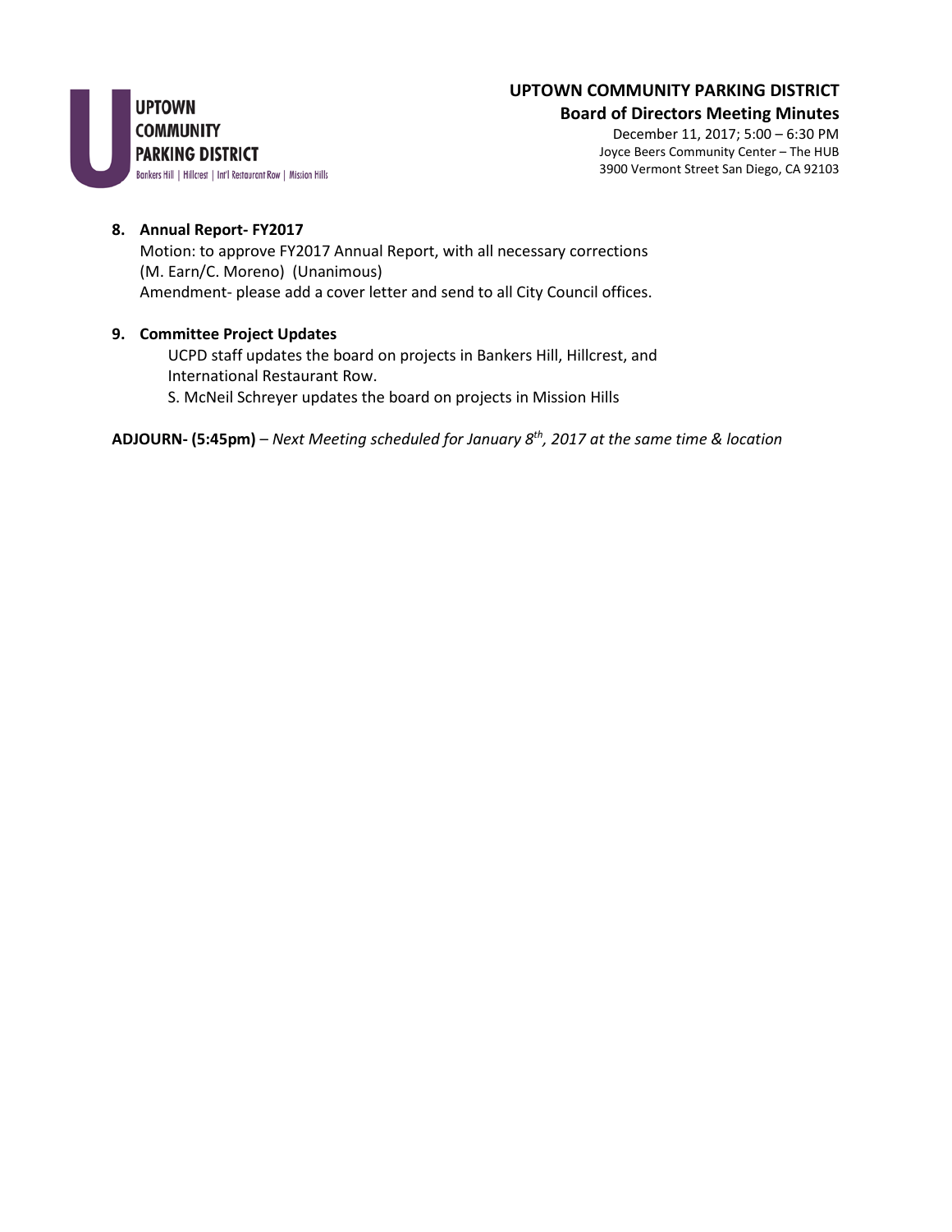**UPTOWN COMMUNITY PARKING DISTRICT**

**Board of Directors Meeting Minutes**

December 11, 2017; 5:00 – 6:30 PM
Joyce Beers Community Center – The HUB
3900 Vermont Street San Diego, CA 92103

8. **Annual Report- FY2017**
   Motion: to approve FY2017 Annual Report, with all necessary corrections
   (M. Earn/C. Moreno) (Unanimous)
   Amendment- please add a cover letter and send to all City Council offices.

9. **Committee Project Updates**
   UCPD staff updates the board on projects in Bankers Hill, Hillcrest, and International Restaurant Row.
   S. McNeil Schreyer updates the board on projects in Mission Hills

**ADJOURN- (5:45pm)** – *Next Meeting scheduled for January 8th, 2017 at the same time & location*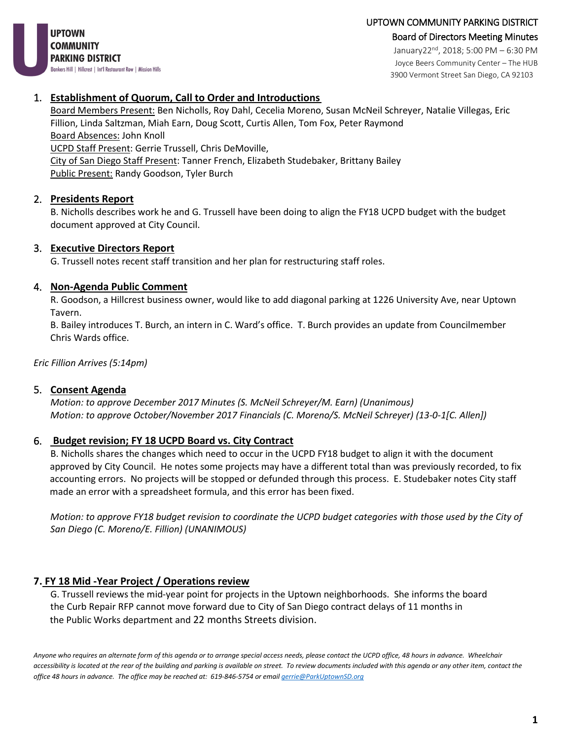UPTOWN COMMUNITY PARKING DISTRICT

Bankers Hill | Hillcrest | Int'l Restaurant Row | Mission Hills

# UPTOWN COMMUNITY PARKING DISTRICT

## Board of Directors Meeting Minutes

January22nd, 2018; 5:00 PM – 6:30 PM
Joyce Beers Community Center – The HUB
3900 Vermont Street San Diego, CA 92103

1. **Establishment of Quorum, Call to Order and Introductions**

   Board Members Present: Ben Nicholls, Roy Dahl, Cecelia Moreno, Susan McNeil Schreyer, Natalie Villegas, Eric Fillion, Linda Saltzman, Miah Earn, Doug Scott, Curtis Allen, Tom Fox, Peter Raymond
   Board Absences: John Knoll
   UCPD Staff Present: Gerrie Trussell, Chris DeMoville,
   City of San Diego Staff Present: Tanner French, Elizabeth Studebaker, Brittany Bailey
   Public Present: Randy Goodson, Tyler Burch

2. **Presidents Report**

   B. Nicholls describes work he and G. Trussell have been doing to align the FY18 UCPD budget with the budget document approved at City Council.

3. **Executive Directors Report**

   G. Trussell notes recent staff transition and her plan for restructuring staff roles.

4. **Non-Agenda Public Comment**

   R. Goodson, a Hillcrest business owner, would like to add diagonal parking at 1226 University Ave, near Uptown Tavern.

   B. Bailey introduces T. Burch, an intern in C. Ward's office. T. Burch provides an update from Councilmember Chris Wards office.

*Eric Fillion Arrives (5:14pm)*

5. **Consent Agenda**

   *Motion: to approve December 2017 Minutes (S. McNeil Schreyer/M. Earn) (Unanimous)*
   *Motion: to approve October/November 2017 Financials (C. Moreno/S. McNeil Schreyer) (13-0-1[C. Allen])*

6. **Budget revision; FY 18 UCPD Board vs. City Contract**

   B. Nicholls shares the changes which need to occur in the UCPD FY18 budget to align it with the document approved by City Council. He notes some projects may have a different total than was previously recorded, to fix accounting errors. No projects will be stopped or defunded through this process. E. Studebaker notes City staff made an error with a spreadsheet formula, and this error has been fixed.

   *Motion: to approve FY18 budget revision to coordinate the UCPD budget categories with those used by the City of San Diego (C. Moreno/E. Fillion) (UNANIMOUS)*

7. **FY 18 Mid -Year Project / Operations review**

   G. Trussell reviews the mid-year point for projects in the Uptown neighborhoods. She informs the board the Curb Repair RFP cannot move forward due to City of San Diego contract delays of 11 months in the Public Works department and 22 months Streets division.

*Anyone who requires an alternate form of this agenda or to arrange special access needs, please contact the UCPD office, 48 hours in advance. Wheelchair accessibility is located at the rear of the building and parking is available on street. To review documents included with this agenda or any other item, contact the office 48 hours in advance. The office may be reached at: 619-846-5754 or email gerrie@ParkUptownSD.org*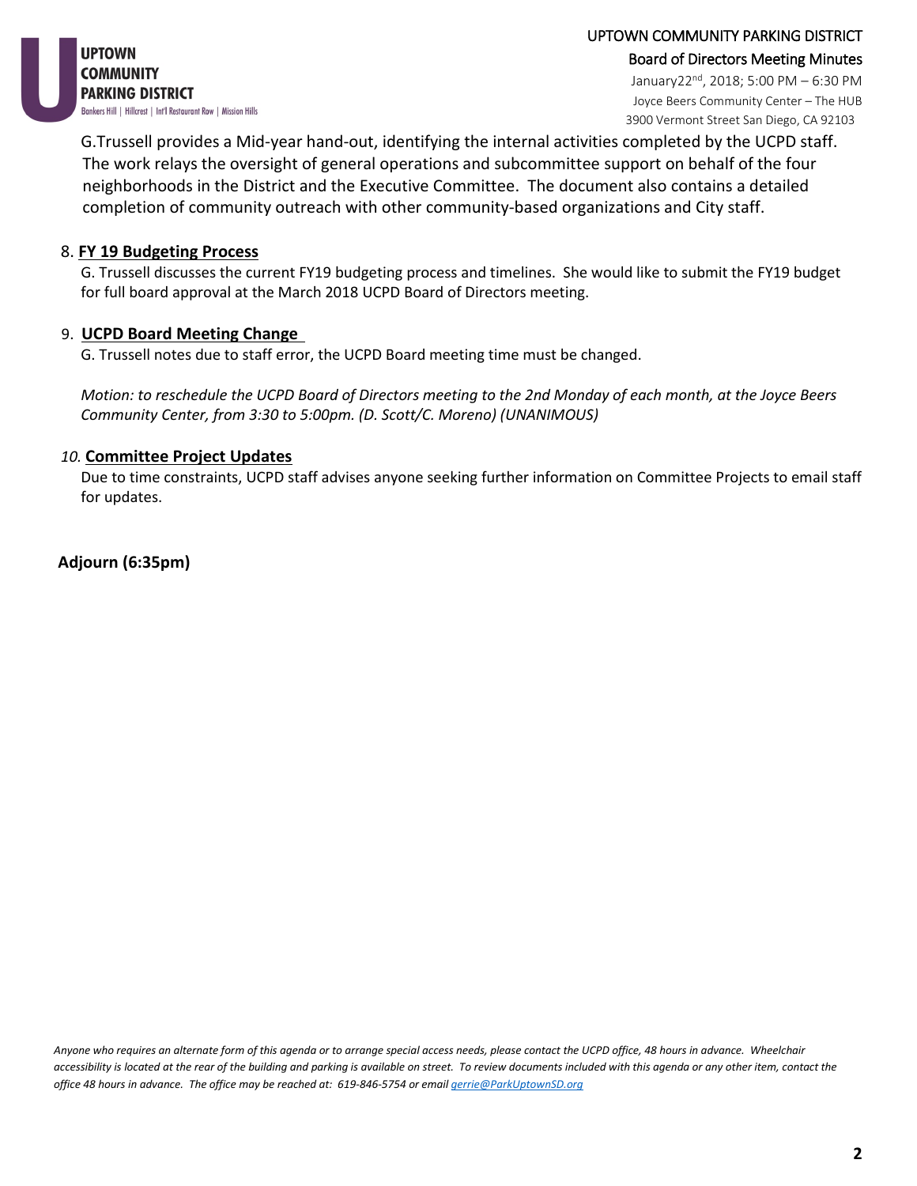G.Trussell provides a Mid-year hand-out, identifying the internal activities completed by the UCPD staff. The work relays the oversight of general operations and subcommittee support on behalf of the four neighborhoods in the District and the Executive Committee. The document also contains a detailed completion of community outreach with other community-based organizations and City staff.

8. **FY 19 Budgeting Process**

G. Trussell discusses the current FY19 budgeting process and timelines. She would like to submit the FY19 budget for full board approval at the March 2018 UCPD Board of Directors meeting.

9. **UCPD Board Meeting Change**

G. Trussell notes due to staff error, the UCPD Board meeting time must be changed.

*Motion: to reschedule the UCPD Board of Directors meeting to the 2nd Monday of each month, at the Joyce Beers Community Center, from 3:30 to 5:00pm. (D. Scott/C. Moreno) (UNANIMOUS)*

*10.* **Committee Project Updates**

Due to time constraints, UCPD staff advises anyone seeking further information on Committee Projects to email staff for updates.

**Adjourn (6:35pm)**

*Anyone who requires an alternate form of this agenda or to arrange special access needs, please contact the UCPD office, 48 hours in advance. Wheelchair accessibility is located at the rear of the building and parking is available on street. To review documents included with this agenda or any other item, contact the office 48 hours in advance. The office may be reached at: 619-846-5754 or email gerrie@ParkUptownSD.org*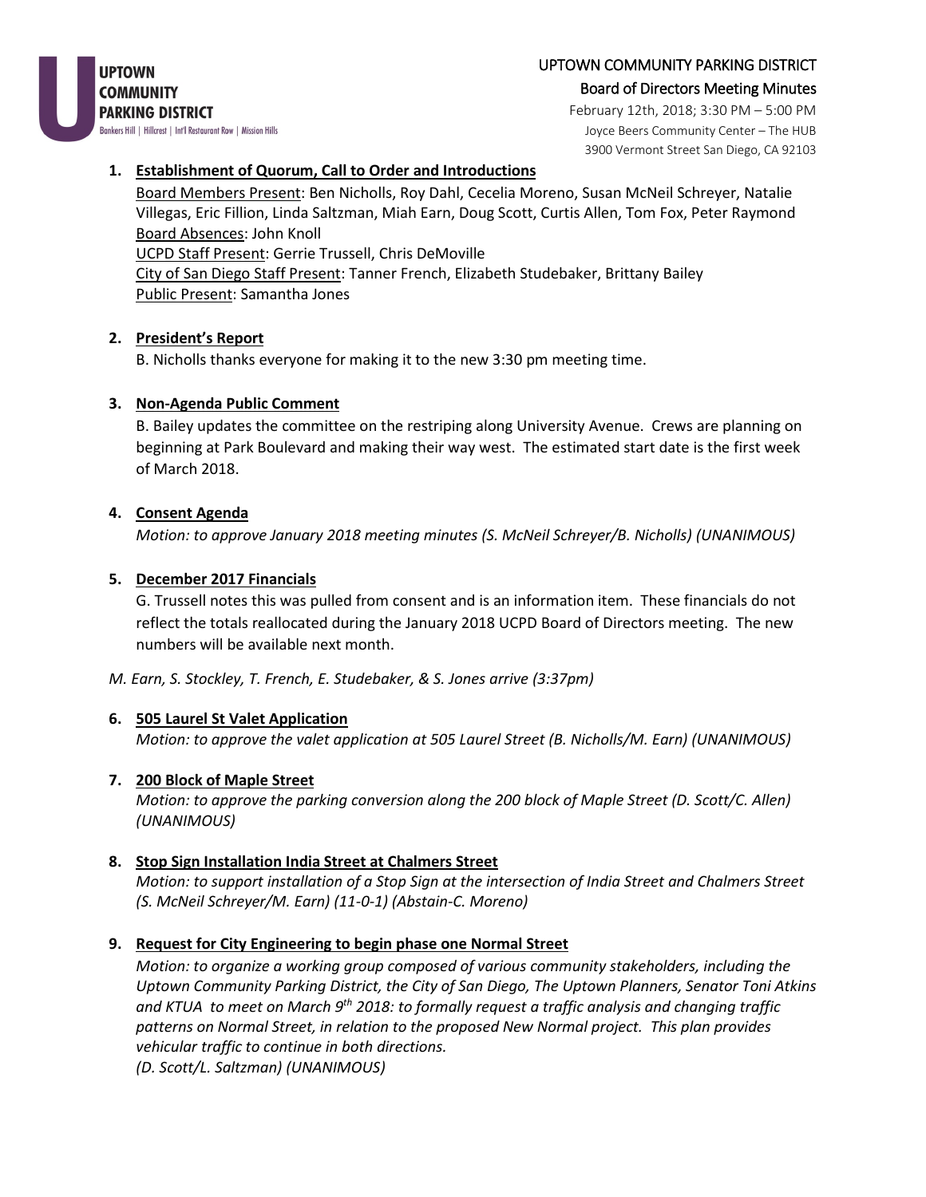UPTOWN COMMUNITY PARKING DISTRICT

Bankers Hill | Hillcrest | Int'l Restaurant Row | Mission Hills

# UPTOWN COMMUNITY PARKING DISTRICT

## Board of Directors Meeting Minutes

February 12th, 2018; 3:30 PM – 5:00 PM
Joyce Beers Community Center – The HUB
3900 Vermont Street San Diego, CA 92103

1. **Establishment of Quorum, Call to Order and Introductions**

   Board Members Present: Ben Nicholls, Roy Dahl, Cecelia Moreno, Susan McNeil Schreyer, Natalie Villegas, Eric Fillion, Linda Saltzman, Miah Earn, Doug Scott, Curtis Allen, Tom Fox, Peter Raymond
   Board Absences: John Knoll
   UCPD Staff Present: Gerrie Trussell, Chris DeMoville
   City of San Diego Staff Present: Tanner French, Elizabeth Studebaker, Brittany Bailey
   Public Present: Samantha Jones

2. **President's Report**

   B. Nicholls thanks everyone for making it to the new 3:30 pm meeting time.

3. **Non-Agenda Public Comment**

   B. Bailey updates the committee on the restriping along University Avenue. Crews are planning on beginning at Park Boulevard and making their way west. The estimated start date is the first week of March 2018.

4. **Consent Agenda**

   *Motion: to approve January 2018 meeting minutes (S. McNeil Schreyer/B. Nicholls) (UNANIMOUS)*

5. **December 2017 Financials**

   G. Trussell notes this was pulled from consent and is an information item. These financials do not reflect the totals reallocated during the January 2018 UCPD Board of Directors meeting. The new numbers will be available next month.

*M. Earn, S. Stockley, T. French, E. Studebaker, & S. Jones arrive (3:37pm)*

6. **505 Laurel St Valet Application**

   *Motion: to approve the valet application at 505 Laurel Street (B. Nicholls/M. Earn) (UNANIMOUS)*

7. **200 Block of Maple Street**

   *Motion: to approve the parking conversion along the 200 block of Maple Street (D. Scott/C. Allen) (UNANIMOUS)*

8. **Stop Sign Installation India Street at Chalmers Street**

   *Motion: to support installation of a Stop Sign at the intersection of India Street and Chalmers Street (S. McNeil Schreyer/M. Earn) (11-0-1) (Abstain-C. Moreno)*

9. **Request for City Engineering to begin phase one Normal Street**

   *Motion: to organize a working group composed of various community stakeholders, including the Uptown Community Parking District, the City of San Diego, The Uptown Planners, Senator Toni Atkins and KTUA to meet on March 9th 2018: to formally request a traffic analysis and changing traffic patterns on Normal Street, in relation to the proposed New Normal project. This plan provides vehicular traffic to continue in both directions.*
   *(D. Scott/L. Saltzman) (UNANIMOUS)*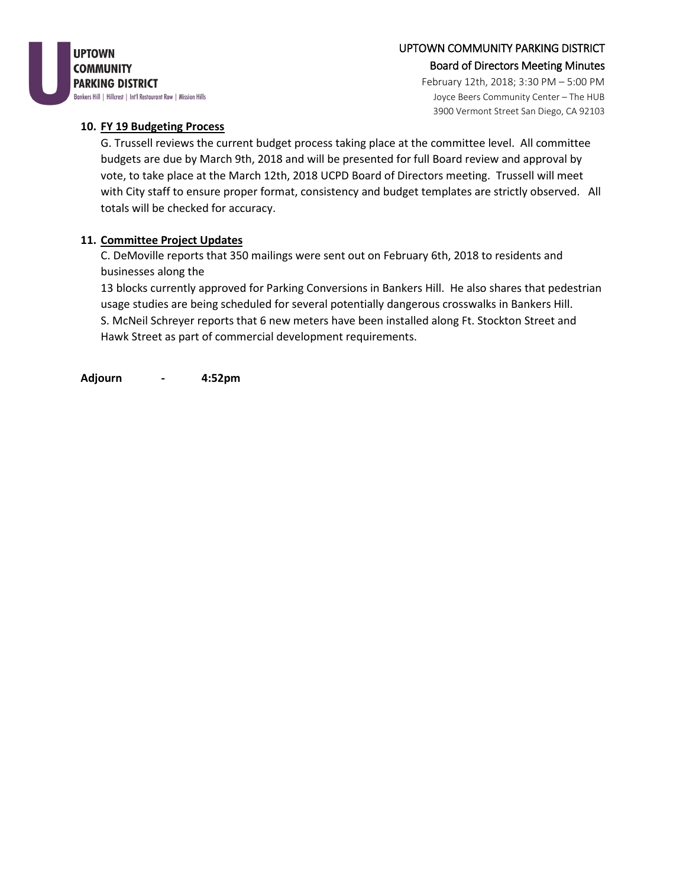**10. FY 19 Budgeting Process**

G. Trussell reviews the current budget process taking place at the committee level. All committee budgets are due by March 9th, 2018 and will be presented for full Board review and approval by vote, to take place at the March 12th, 2018 UCPD Board of Directors meeting. Trussell will meet with City staff to ensure proper format, consistency and budget templates are strictly observed. All totals will be checked for accuracy.

**11. Committee Project Updates**

C. DeMoville reports that 350 mailings were sent out on February 6th, 2018 to residents and businesses along the 13 blocks currently approved for Parking Conversions in Bankers Hill. He also shares that pedestrian usage studies are being scheduled for several potentially dangerous crosswalks in Bankers Hill. S. McNeil Schreyer reports that 6 new meters have been installed along Ft. Stockton Street and Hawk Street as part of commercial development requirements.

**Adjourn - 4:52pm**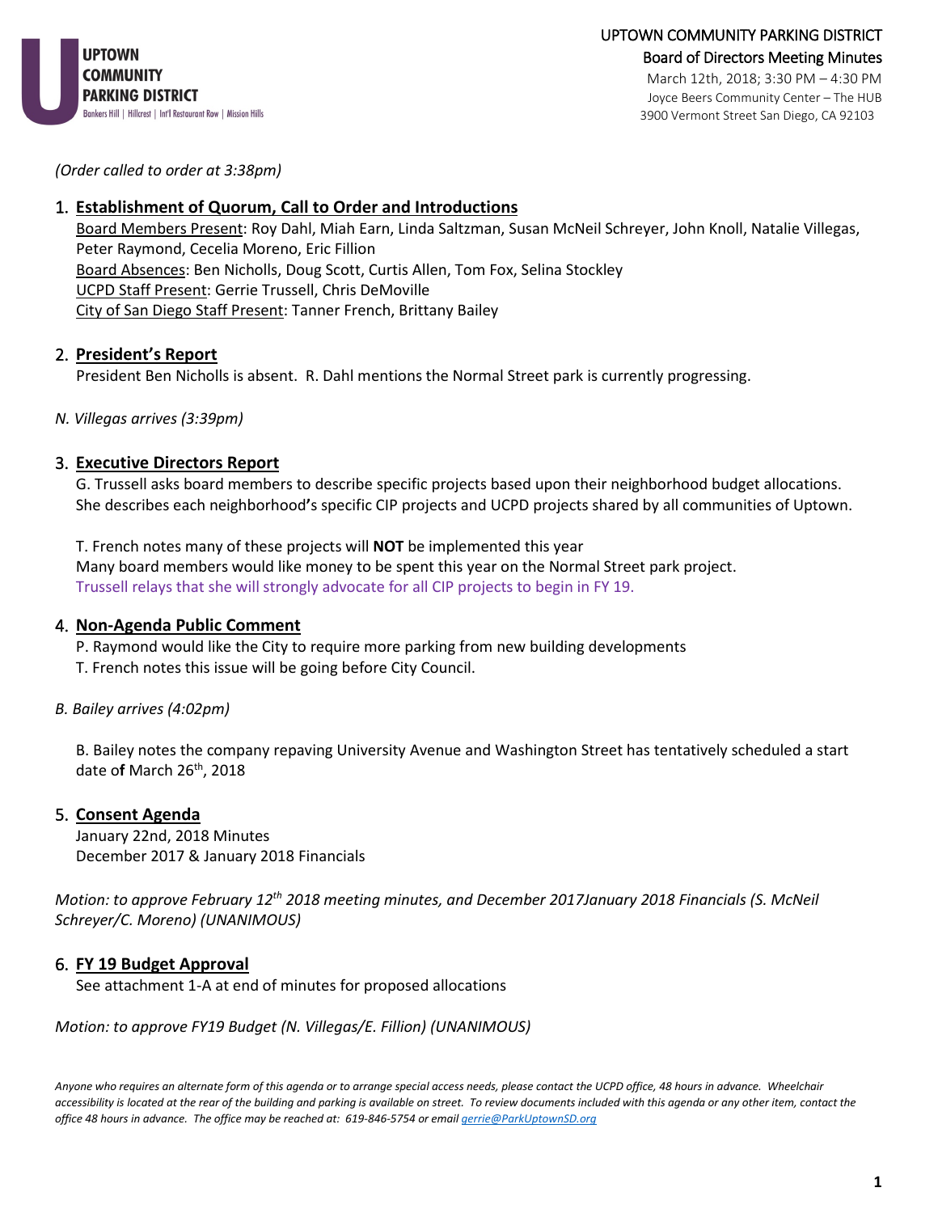UPTOWN COMMUNITY PARKING DISTRICT

Board of Directors Meeting Minutes

March 12th, 2018; 3:30 PM – 4:30 PM

Joyce Beers Community Center – The HUB

3900 Vermont Street San Diego, CA 92103

*(Order called to order at 3:38pm)*

## 1. Establishment of Quorum, Call to Order and Introductions

Board Members Present: Roy Dahl, Miah Earn, Linda Saltzman, Susan McNeil Schreyer, John Knoll, Natalie Villegas, Peter Raymond, Cecelia Moreno, Eric Fillion

Board Absences: Ben Nicholls, Doug Scott, Curtis Allen, Tom Fox, Selina Stockley

UCPD Staff Present: Gerrie Trussell, Chris DeMoville

City of San Diego Staff Present: Tanner French, Brittany Bailey

## 2. President's Report

President Ben Nicholls is absent. R. Dahl mentions the Normal Street park is currently progressing.

*N. Villegas arrives (3:39pm)*

## 3. Executive Directors Report

G. Trussell asks board members to describe specific projects based upon their neighborhood budget allocations. She describes each neighborhood's specific CIP projects and UCPD projects shared by all communities of Uptown.

T. French notes many of these projects will **NOT** be implemented this year

Many board members would like money to be spent this year on the Normal Street park project.

Trussell relays that she will strongly advocate for all CIP projects to begin in FY 19.

## 4. Non-Agenda Public Comment

P. Raymond would like the City to require more parking from new building developments

T. French notes this issue will be going before City Council.

*B. Bailey arrives (4:02pm)*

B. Bailey notes the company repaving University Avenue and Washington Street has tentatively scheduled a start date of March 26th, 2018

## 5. Consent Agenda

January 22nd, 2018 Minutes

December 2017 & January 2018 Financials

*Motion: to approve February 12th 2018 meeting minutes, and December 2017January 2018 Financials (S. McNeil Schreyer/C. Moreno) (UNANIMOUS)*

## 6. FY 19 Budget Approval

See attachment 1-A at end of minutes for proposed allocations

*Motion: to approve FY19 Budget (N. Villegas/E. Fillion) (UNANIMOUS)*

*Anyone who requires an alternate form of this agenda or to arrange special access needs, please contact the UCPD office, 48 hours in advance. Wheelchair accessibility is located at the rear of the building and parking is available on street. To review documents included with this agenda or any other item, contact the office 48 hours in advance. The office may be reached at: 619-846-5754 or email gerrie@ParkUptownSD.org*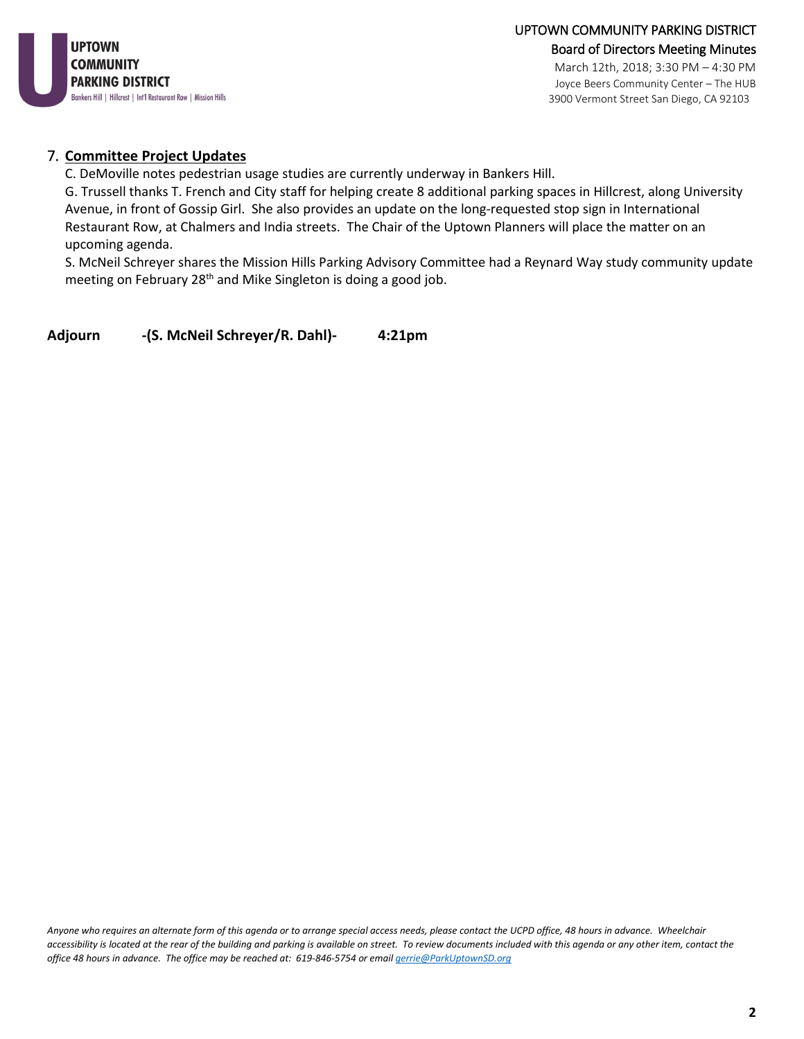## 7. **Committee Project Updates**

C. DeMoville notes pedestrian usage studies are currently underway in Bankers Hill.

G. Trussell thanks T. French and City staff for helping create 8 additional parking spaces in Hillcrest, along University Avenue, in front of Gossip Girl. She also provides an update on the long-requested stop sign in International Restaurant Row, at Chalmers and India streets. The Chair of the Uptown Planners will place the matter on an upcoming agenda.

S. McNeil Schreyer shares the Mission Hills Parking Advisory Committee had a Reynard Way study community update meeting on February 28th and Mike Singleton is doing a good job.

**Adjourn -(S. McNeil Schreyer/R. Dahl)- 4:21pm**

*Anyone who requires an alternate form of this agenda or to arrange special access needs, please contact the UCPD office, 48 hours in advance. Wheelchair accessibility is located at the rear of the building and parking is available on street. To review documents included with this agenda or any other item, contact the office 48 hours in advance. The office may be reached at: 619-846-5754 or email gerrie@ParkUptownSD.org*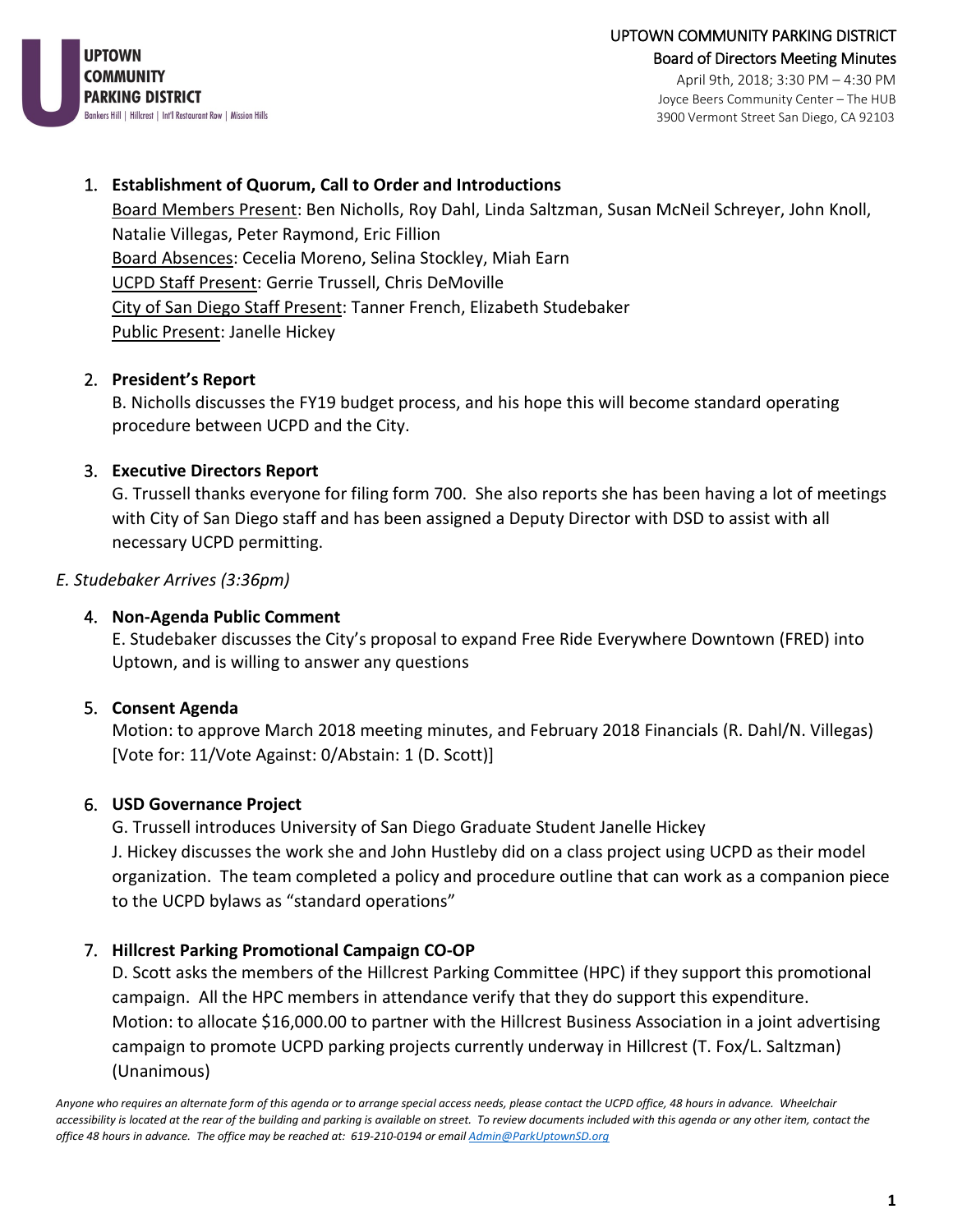UPTOWN COMMUNITY PARKING DISTRICT

Board of Directors Meeting Minutes

April 9th, 2018; 3:30 PM – 4:30 PM

Joyce Beers Community Center – The HUB

3900 Vermont Street San Diego, CA 92103

1. **Establishment of Quorum, Call to Order and Introductions**
   Board Members Present: Ben Nicholls, Roy Dahl, Linda Saltzman, Susan McNeil Schreyer, John Knoll, Natalie Villegas, Peter Raymond, Eric Fillion
   Board Absences: Cecelia Moreno, Selina Stockley, Miah Earn
   UCPD Staff Present: Gerrie Trussell, Chris DeMoville
   City of San Diego Staff Present: Tanner French, Elizabeth Studebaker
   Public Present: Janelle Hickey

2. **President's Report**
   B. Nicholls discusses the FY19 budget process, and his hope this will become standard operating procedure between UCPD and the City.

3. **Executive Directors Report**
   G. Trussell thanks everyone for filing form 700. She also reports she has been having a lot of meetings with City of San Diego staff and has been assigned a Deputy Director with DSD to assist with all necessary UCPD permitting.

*E. Studebaker Arrives (3:36pm)*

4. **Non-Agenda Public Comment**
   E. Studebaker discusses the City's proposal to expand Free Ride Everywhere Downtown (FRED) into Uptown, and is willing to answer any questions

5. **Consent Agenda**
   Motion: to approve March 2018 meeting minutes, and February 2018 Financials (R. Dahl/N. Villegas) [Vote for: 11/Vote Against: 0/Abstain: 1 (D. Scott)]

6. **USD Governance Project**
   G. Trussell introduces University of San Diego Graduate Student Janelle Hickey
   J. Hickey discusses the work she and John Hustleby did on a class project using UCPD as their model organization. The team completed a policy and procedure outline that can work as a companion piece to the UCPD bylaws as "standard operations"

7. **Hillcrest Parking Promotional Campaign CO-OP**
   D. Scott asks the members of the Hillcrest Parking Committee (HPC) if they support this promotional campaign. All the HPC members in attendance verify that they do support this expenditure.
   Motion: to allocate $16,000.00 to partner with the Hillcrest Business Association in a joint advertising campaign to promote UCPD parking projects currently underway in Hillcrest (T. Fox/L. Saltzman) (Unanimous)

*Anyone who requires an alternate form of this agenda or to arrange special access needs, please contact the UCPD office, 48 hours in advance. Wheelchair accessibility is located at the rear of the building and parking is available on street. To review documents included with this agenda or any other item, contact the office 48 hours in advance. The office may be reached at: 619-210-0194 or email Admin@ParkUptownSD.org*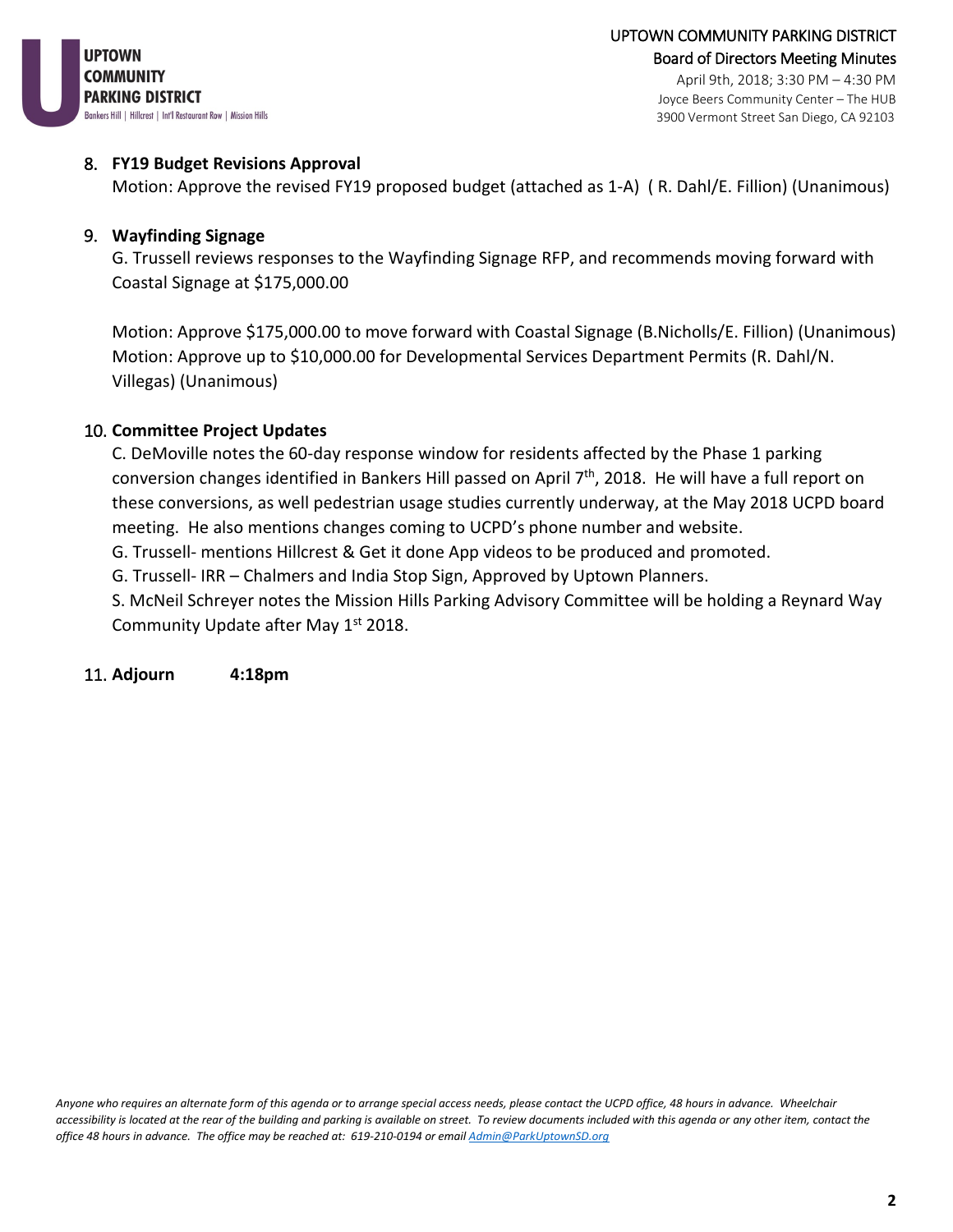UPTOWN COMMUNITY PARKING DISTRICT
Board of Directors Meeting Minutes
April 9th, 2018; 3:30 PM – 4:30 PM
Joyce Beers Community Center – The HUB
3900 Vermont Street San Diego, CA 92103

8. **FY19 Budget Revisions Approval**
   Motion: Approve the revised FY19 proposed budget (attached as 1-A) ( R. Dahl/E. Fillion) (Unanimous)

9. **Wayfinding Signage**
   G. Trussell reviews responses to the Wayfinding Signage RFP, and recommends moving forward with Coastal Signage at $175,000.00

   Motion: Approve $175,000.00 to move forward with Coastal Signage (B.Nicholls/E. Fillion) (Unanimous)
   Motion: Approve up to $10,000.00 for Developmental Services Department Permits (R. Dahl/N. Villegas) (Unanimous)

10. **Committee Project Updates**
    C. DeMoville notes the 60-day response window for residents affected by the Phase 1 parking conversion changes identified in Bankers Hill passed on April 7th, 2018. He will have a full report on these conversions, as well pedestrian usage studies currently underway, at the May 2018 UCPD board meeting. He also mentions changes coming to UCPD's phone number and website.
    G. Trussell- mentions Hillcrest & Get it done App videos to be produced and promoted.
    G. Trussell- IRR – Chalmers and India Stop Sign, Approved by Uptown Planners.
    S. McNeil Schreyer notes the Mission Hills Parking Advisory Committee will be holding a Reynard Way Community Update after May 1st 2018.

11. **Adjourn 4:18pm**

*Anyone who requires an alternate form of this agenda or to arrange special access needs, please contact the UCPD office, 48 hours in advance. Wheelchair accessibility is located at the rear of the building and parking is available on street. To review documents included with this agenda or any other item, contact the office 48 hours in advance. The office may be reached at: 619-210-0194 or email Admin@ParkUptownSD.org*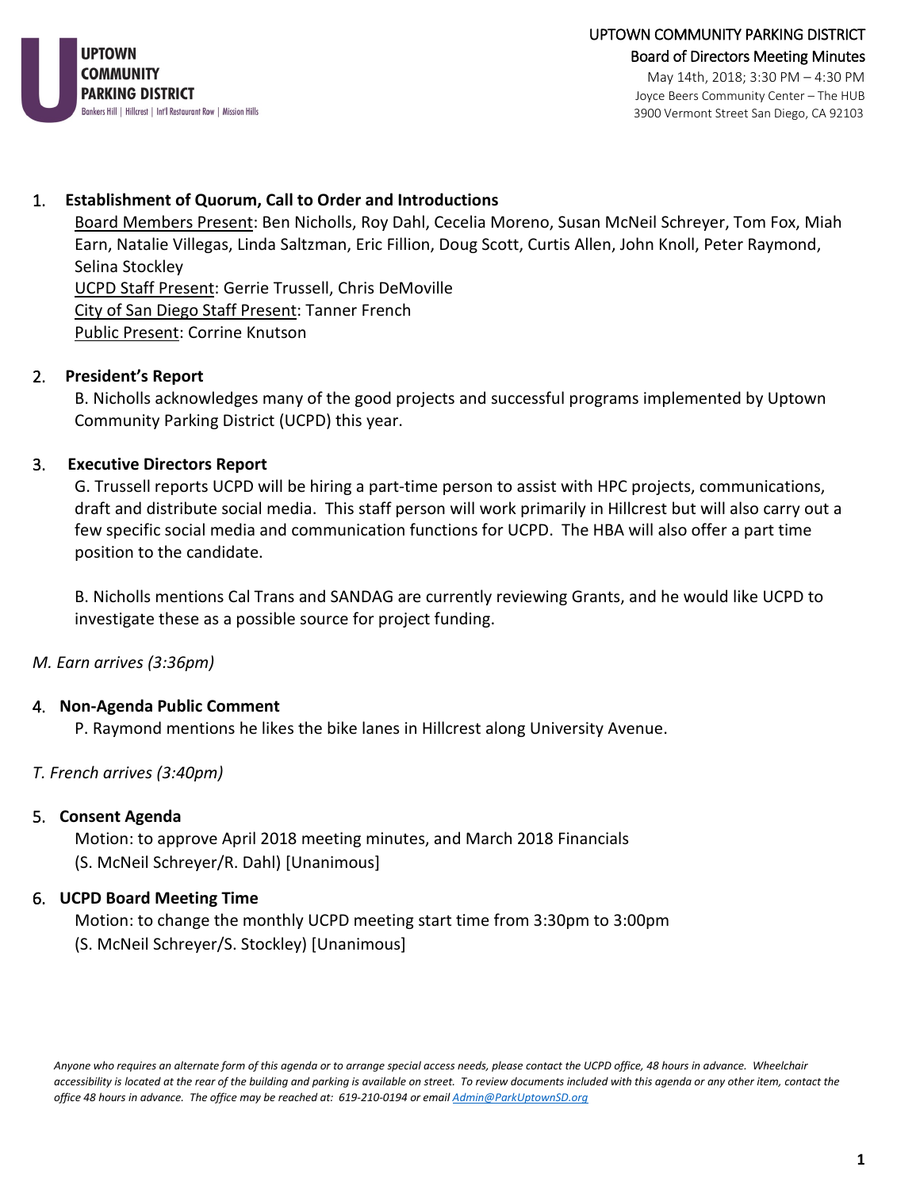UPTOWN COMMUNITY PARKING DISTRICT
Board of Directors Meeting Minutes
May 14th, 2018; 3:30 PM – 4:30 PM
Joyce Beers Community Center – The HUB
3900 Vermont Street San Diego, CA 92103

1. **Establishment of Quorum, Call to Order and Introductions**

   Board Members Present: Ben Nicholls, Roy Dahl, Cecelia Moreno, Susan McNeil Schreyer, Tom Fox, Miah Earn, Natalie Villegas, Linda Saltzman, Eric Fillion, Doug Scott, Curtis Allen, John Knoll, Peter Raymond, Selina Stockley
   UCPD Staff Present: Gerrie Trussell, Chris DeMoville
   City of San Diego Staff Present: Tanner French
   Public Present: Corrine Knutson

2. **President's Report**

   B. Nicholls acknowledges many of the good projects and successful programs implemented by Uptown Community Parking District (UCPD) this year.

3. **Executive Directors Report**

   G. Trussell reports UCPD will be hiring a part-time person to assist with HPC projects, communications, draft and distribute social media. This staff person will work primarily in Hillcrest but will also carry out a few specific social media and communication functions for UCPD. The HBA will also offer a part time position to the candidate.

   B. Nicholls mentions Cal Trans and SANDAG are currently reviewing Grants, and he would like UCPD to investigate these as a possible source for project funding.

*M. Earn arrives (3:36pm)*

4. **Non-Agenda Public Comment**

   P. Raymond mentions he likes the bike lanes in Hillcrest along University Avenue.

*T. French arrives (3:40pm)*

5. **Consent Agenda**

   Motion: to approve April 2018 meeting minutes, and March 2018 Financials
   (S. McNeil Schreyer/R. Dahl) [Unanimous]

6. **UCPD Board Meeting Time**

   Motion: to change the monthly UCPD meeting start time from 3:30pm to 3:00pm
   (S. McNeil Schreyer/S. Stockley) [Unanimous]

*Anyone who requires an alternate form of this agenda or to arrange special access needs, please contact the UCPD office, 48 hours in advance. Wheelchair accessibility is located at the rear of the building and parking is available on street. To review documents included with this agenda or any other item, contact the office 48 hours in advance. The office may be reached at: 619-210-0194 or email Admin@ParkUptownSD.org*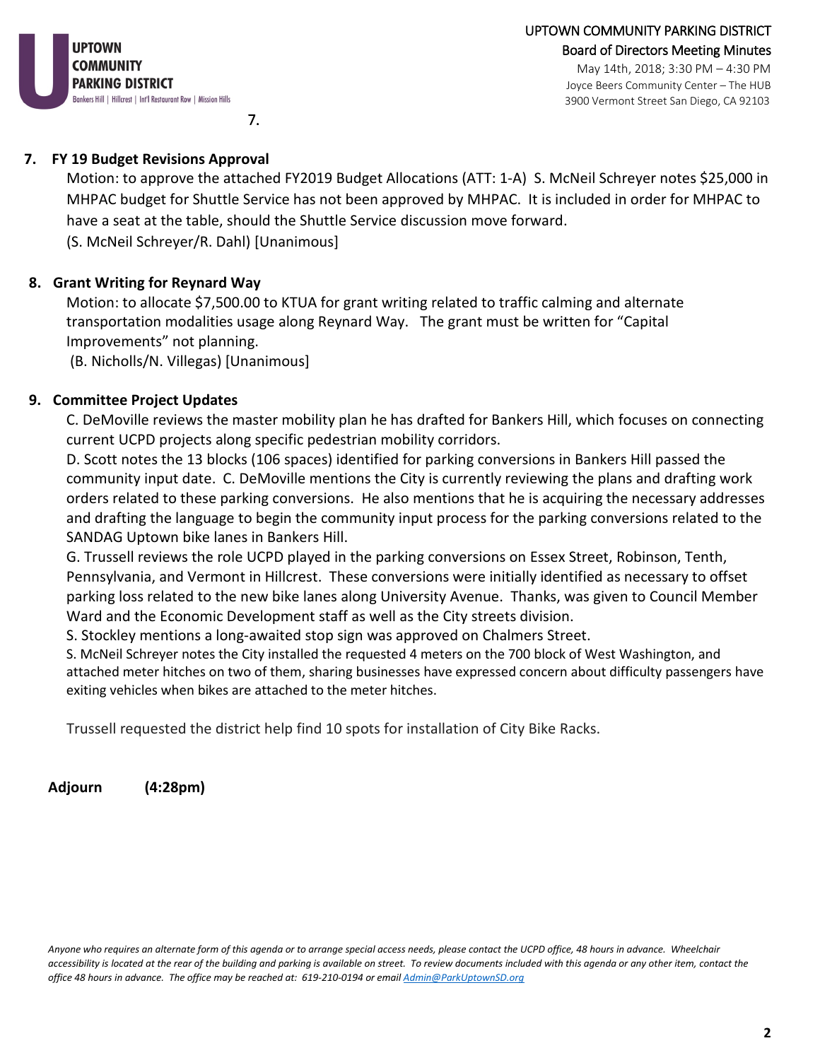7. **FY 19 Budget Revisions Approval**

   Motion: to approve the attached FY2019 Budget Allocations (ATT: 1-A) S. McNeil Schreyer notes $25,000 in MHPAC budget for Shuttle Service has not been approved by MHPAC. It is included in order for MHPAC to have a seat at the table, should the Shuttle Service discussion move forward.
   (S. McNeil Schreyer/R. Dahl) [Unanimous]

8. **Grant Writing for Reynard Way**

   Motion: to allocate $7,500.00 to KTUA for grant writing related to traffic calming and alternate transportation modalities usage along Reynard Way. The grant must be written for "Capital Improvements" not planning.
   (B. Nicholls/N. Villegas) [Unanimous]

9. **Committee Project Updates**

   C. DeMoville reviews the master mobility plan he has drafted for Bankers Hill, which focuses on connecting current UCPD projects along specific pedestrian mobility corridors.
   D. Scott notes the 13 blocks (106 spaces) identified for parking conversions in Bankers Hill passed the community input date. C. DeMoville mentions the City is currently reviewing the plans and drafting work orders related to these parking conversions. He also mentions that he is acquiring the necessary addresses and drafting the language to begin the community input process for the parking conversions related to the SANDAG Uptown bike lanes in Bankers Hill.
   G. Trussell reviews the role UCPD played in the parking conversions on Essex Street, Robinson, Tenth, Pennsylvania, and Vermont in Hillcrest. These conversions were initially identified as necessary to offset parking loss related to the new bike lanes along University Avenue. Thanks, was given to Council Member Ward and the Economic Development staff as well as the City streets division.
   S. Stockley mentions a long-awaited stop sign was approved on Chalmers Street.
   S. McNeil Schreyer notes the City installed the requested 4 meters on the 700 block of West Washington, and attached meter hitches on two of them, sharing businesses have expressed concern about difficulty passengers have exiting vehicles when bikes are attached to the meter hitches.

   Trussell requested the district help find 10 spots for installation of City Bike Racks.

**Adjourn (4:28pm)**

*Anyone who requires an alternate form of this agenda or to arrange special access needs, please contact the UCPD office, 48 hours in advance. Wheelchair accessibility is located at the rear of the building and parking is available on street. To review documents included with this agenda or any other item, contact the office 48 hours in advance. The office may be reached at: 619-210-0194 or email Admin@ParkUptownSD.org*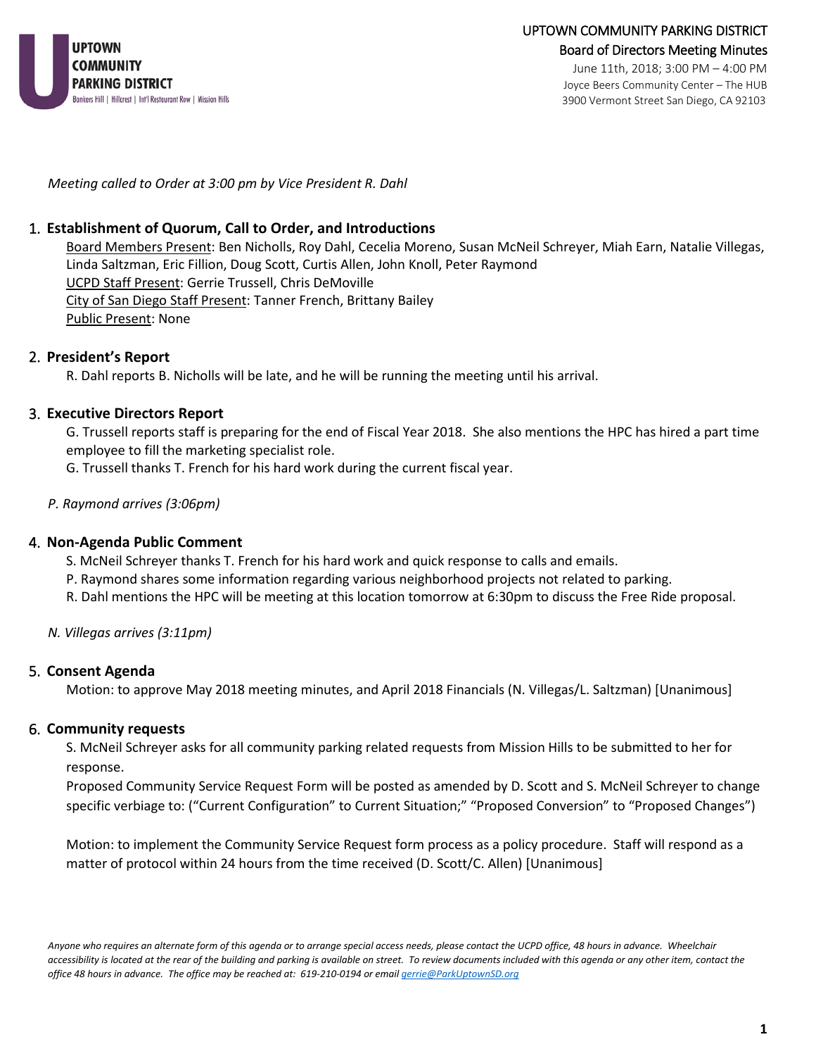UPTOWN COMMUNITY PARKING DISTRICT
Board of Directors Meeting Minutes
June 11th, 2018; 3:00 PM – 4:00 PM
Joyce Beers Community Center – The HUB
3900 Vermont Street San Diego, CA 92103

*Meeting called to Order at 3:00 pm by Vice President R. Dahl*

## 1. Establishment of Quorum, Call to Order, and Introductions

Board Members Present: Ben Nicholls, Roy Dahl, Cecelia Moreno, Susan McNeil Schreyer, Miah Earn, Natalie Villegas, Linda Saltzman, Eric Fillion, Doug Scott, Curtis Allen, John Knoll, Peter Raymond
UCPD Staff Present: Gerrie Trussell, Chris DeMoville
City of San Diego Staff Present: Tanner French, Brittany Bailey
Public Present: None

## 2. President's Report

R. Dahl reports B. Nicholls will be late, and he will be running the meeting until his arrival.

## 3. Executive Directors Report

G. Trussell reports staff is preparing for the end of Fiscal Year 2018. She also mentions the HPC has hired a part time employee to fill the marketing specialist role.
G. Trussell thanks T. French for his hard work during the current fiscal year.

*P. Raymond arrives (3:06pm)*

## 4. Non-Agenda Public Comment

S. McNeil Schreyer thanks T. French for his hard work and quick response to calls and emails.
P. Raymond shares some information regarding various neighborhood projects not related to parking.
R. Dahl mentions the HPC will be meeting at this location tomorrow at 6:30pm to discuss the Free Ride proposal.

*N. Villegas arrives (3:11pm)*

## 5. Consent Agenda

Motion: to approve May 2018 meeting minutes, and April 2018 Financials (N. Villegas/L. Saltzman) [Unanimous]

## 6. Community requests

S. McNeil Schreyer asks for all community parking related requests from Mission Hills to be submitted to her for response.
Proposed Community Service Request Form will be posted as amended by D. Scott and S. McNeil Schreyer to change specific verbiage to: ("Current Configuration" to Current Situation;" "Proposed Conversion" to "Proposed Changes")

Motion: to implement the Community Service Request form process as a policy procedure. Staff will respond as a matter of protocol within 24 hours from the time received (D. Scott/C. Allen) [Unanimous]

*Anyone who requires an alternate form of this agenda or to arrange special access needs, please contact the UCPD office, 48 hours in advance. Wheelchair accessibility is located at the rear of the building and parking is available on street. To review documents included with this agenda or any other item, contact the office 48 hours in advance. The office may be reached at: 619-210-0194 or email gerrie@ParkUptownSD.org*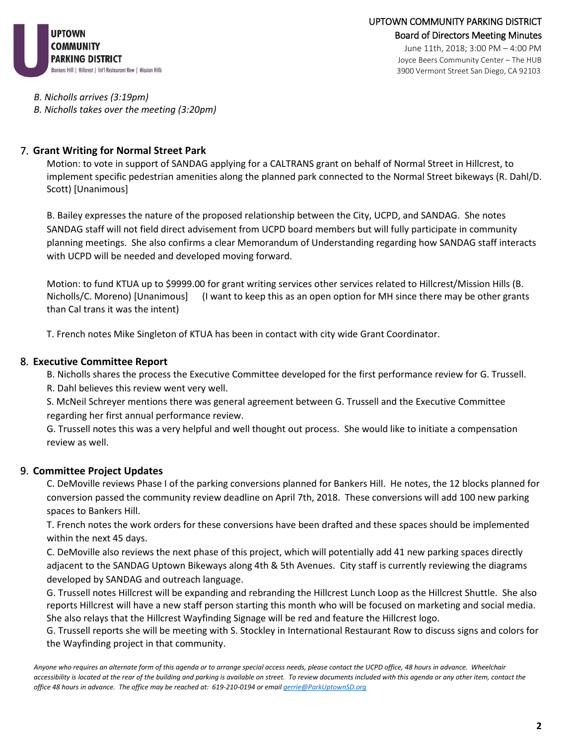*B. Nicholls arrives (3:19pm)*
*B. Nicholls takes over the meeting (3:20pm)*

## 7. Grant Writing for Normal Street Park

Motion: to vote in support of SANDAG applying for a CALTRANS grant on behalf of Normal Street in Hillcrest, to implement specific pedestrian amenities along the planned park connected to the Normal Street bikeways (R. Dahl/D. Scott) [Unanimous]

B. Bailey expresses the nature of the proposed relationship between the City, UCPD, and SANDAG. She notes SANDAG staff will not field direct advisement from UCPD board members but will fully participate in community planning meetings. She also confirms a clear Memorandum of Understanding regarding how SANDAG staff interacts with UCPD will be needed and developed moving forward.

Motion: to fund KTUA up to $9999.00 for grant writing services other services related to Hillcrest/Mission Hills (B. Nicholls/C. Moreno) [Unanimous] (I want to keep this as an open option for MH since there may be other grants than Cal trans it was the intent)

T. French notes Mike Singleton of KTUA has been in contact with city wide Grant Coordinator.

## 8. Executive Committee Report

B. Nicholls shares the process the Executive Committee developed for the first performance review for G. Trussell.
R. Dahl believes this review went very well.
S. McNeil Schreyer mentions there was general agreement between G. Trussell and the Executive Committee regarding her first annual performance review.
G. Trussell notes this was a very helpful and well thought out process. She would like to initiate a compensation review as well.

## 9. Committee Project Updates

C. DeMoville reviews Phase I of the parking conversions planned for Bankers Hill. He notes, the 12 blocks planned for conversion passed the community review deadline on April 7th, 2018. These conversions will add 100 new parking spaces to Bankers Hill.
T. French notes the work orders for these conversions have been drafted and these spaces should be implemented within the next 45 days.
C. DeMoville also reviews the next phase of this project, which will potentially add 41 new parking spaces directly adjacent to the SANDAG Uptown Bikeways along 4th & 5th Avenues. City staff is currently reviewing the diagrams developed by SANDAG and outreach language.
G. Trussell notes Hillcrest will be expanding and rebranding the Hillcrest Lunch Loop as the Hillcrest Shuttle. She also reports Hillcrest will have a new staff person starting this month who will be focused on marketing and social media. She also relays that the Hillcrest Wayfinding Signage will be red and feature the Hillcrest logo.
G. Trussell reports she will be meeting with S. Stockley in International Restaurant Row to discuss signs and colors for the Wayfinding project in that community.

*Anyone who requires an alternate form of this agenda or to arrange special access needs, please contact the UCPD office, 48 hours in advance. Wheelchair accessibility is located at the rear of the building and parking is available on street. To review documents included with this agenda or any other item, contact the office 48 hours in advance. The office may be reached at: 619-210-0194 or email gerrie@ParkUptownSD.org*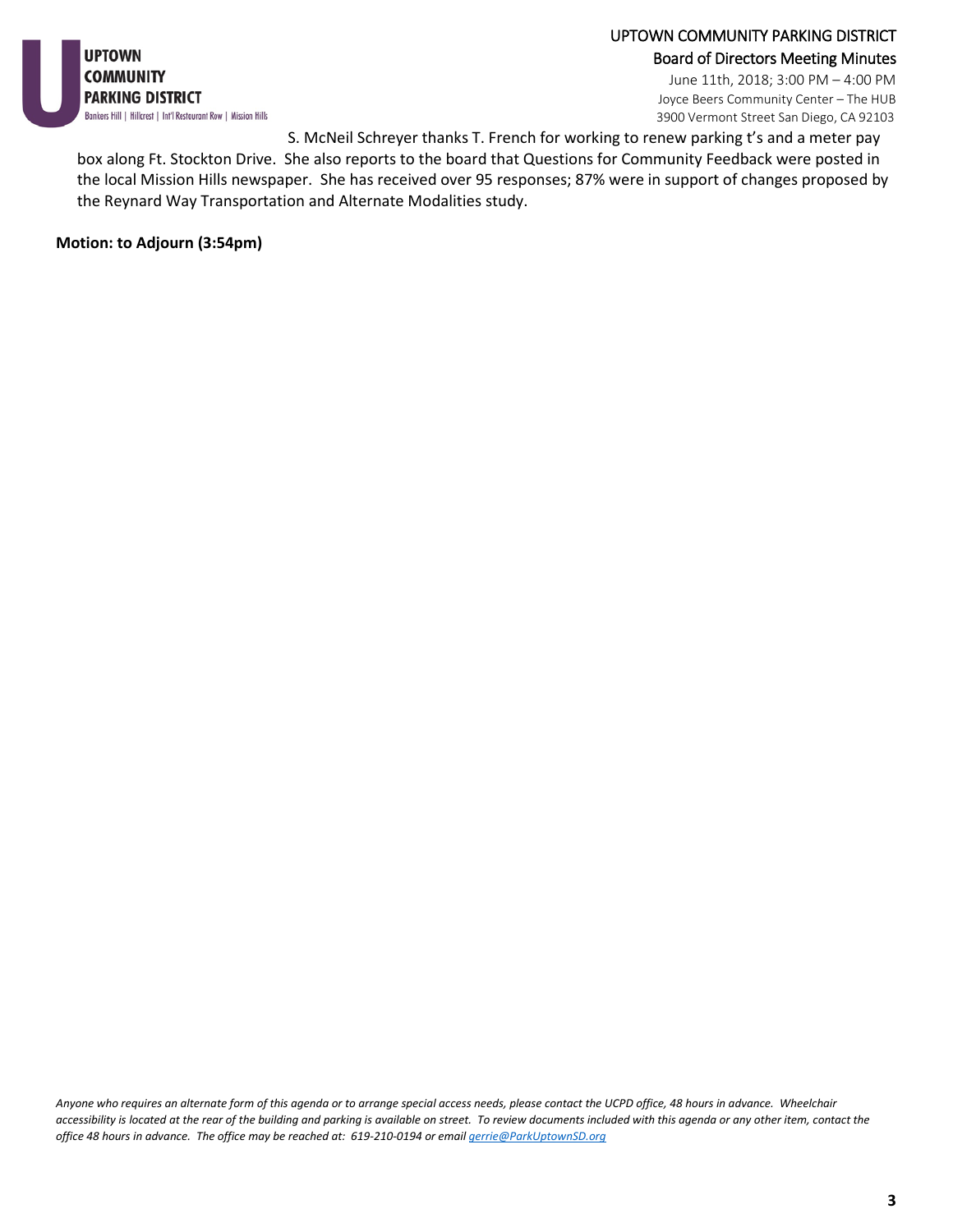S. McNeil Schreyer thanks T. French for working to renew parking t's and a meter pay box along Ft. Stockton Drive. She also reports to the board that Questions for Community Feedback were posted in the local Mission Hills newspaper. She has received over 95 responses; 87% were in support of changes proposed by the Reynard Way Transportation and Alternate Modalities study.

**Motion: to Adjourn (3:54pm)**

*Anyone who requires an alternate form of this agenda or to arrange special access needs, please contact the UCPD office, 48 hours in advance. Wheelchair accessibility is located at the rear of the building and parking is available on street. To review documents included with this agenda or any other item, contact the office 48 hours in advance. The office may be reached at: 619-210-0194 or email [gerrie@ParkUptownSD.org](mailto:gerrie@ParkUptownSD.org)*